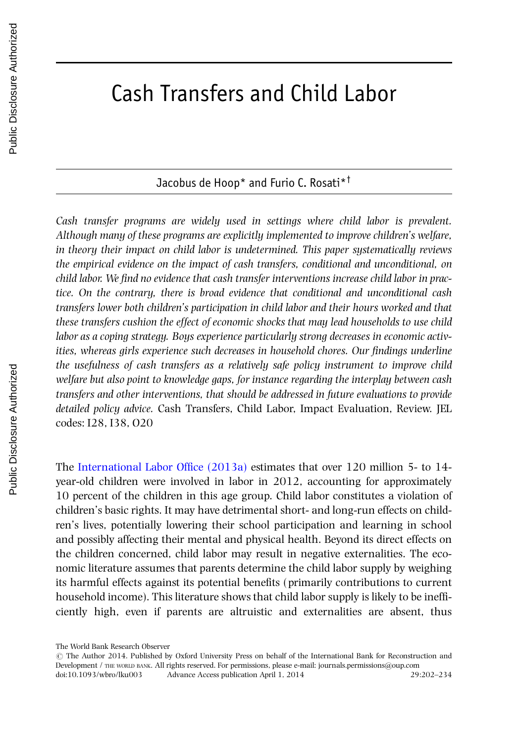# Cash Transfers and Child Labor

Jacobus de Hoop* and Furio C. Rosati*[†]

*Cash transfer programs are widely used in settings where child labor is prevalent. Although many of these programs are explicitly implemented to improve children's welfare, in theory their impact on child labor is undetermined. This paper systematically reviews the empirical evidence on the impact of cash transfers, conditional and unconditional, on child labor. We find no evidence that cash transfer interventions increase child labor in practice. On the contrary, there is broad evidence that conditional and unconditional cash transfers lower both children's participation in child labor and their hours worked and that these transfers cushion the effect of economic shocks that may lead households to use child labor as a coping strategy. Boys experience particularly strong decreases in economic activities, whereas girls experience such decreases in household chores. Our findings underline the usefulness of cash transfers as a relatively safe policy instrument to improve child welfare but also point to knowledge gaps, for instance regarding the interplay between cash transfers and other interventions, that should be addressed in future evaluations to provide detailed policy advice.* Cash Transfers, Child Labor, Impact Evaluation, Review. JEL codes: I28, I38, O20

The International Labor Office (2013a) estimates that over 120 million 5- to 14-year-old children were involved in labor in 2012, accounting for approximately 10 percent of the children in this age group. Child labor constitutes a violation of children's basic rights. It may have detrimental short- and long-run effects on children's lives, potentially lowering their school participation and learning in school and possibly affecting their mental and physical health. Beyond its direct effects on the children concerned, child labor may result in negative externalities. The economic literature assumes that parents determine the child labor supply by weighing its harmful effects against its potential benefits (primarily contributions to current household income). This literature shows that child labor supply is likely to be inefficiently high, even if parents are altruistic and externalities are absent, thus

The World Bank Research Observer
© The Author 2014. Published by Oxford University Press on behalf of the International Bank for Reconstruction and Development / THE WORLD BANK. All rights reserved. For permissions, please e-mail: journals.permissions@oup.com
doi:10.1093/wbro/lku003 Advance Access publication April 1, 2014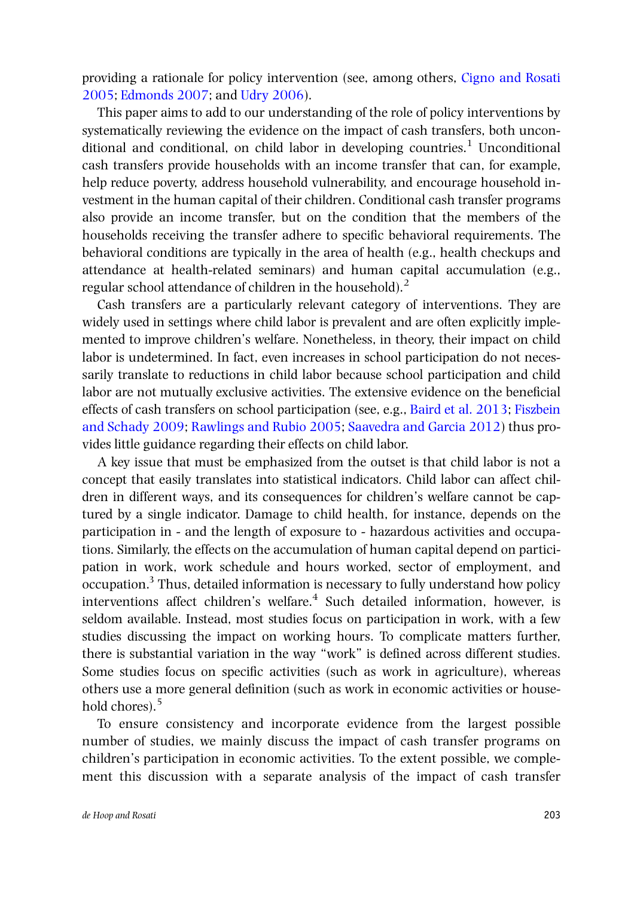providing a rationale for policy intervention (see, among others, Cigno and Rosati 2005; Edmonds 2007; and Udry 2006).

This paper aims to add to our understanding of the role of policy interventions by systematically reviewing the evidence on the impact of cash transfers, both unconditional and conditional, on child labor in developing countries.[1] Unconditional cash transfers provide households with an income transfer that can, for example, help reduce poverty, address household vulnerability, and encourage household investment in the human capital of their children. Conditional cash transfer programs also provide an income transfer, but on the condition that the members of the households receiving the transfer adhere to specific behavioral requirements. The behavioral conditions are typically in the area of health (e.g., health checkups and attendance at health-related seminars) and human capital accumulation (e.g., regular school attendance of children in the household).[2]

Cash transfers are a particularly relevant category of interventions. They are widely used in settings where child labor is prevalent and are often explicitly implemented to improve children's welfare. Nonetheless, in theory, their impact on child labor is undetermined. In fact, even increases in school participation do not necessarily translate to reductions in child labor because school participation and child labor are not mutually exclusive activities. The extensive evidence on the beneficial effects of cash transfers on school participation (see, e.g., Baird et al. 2013; Fiszbein and Schady 2009; Rawlings and Rubio 2005; Saavedra and Garcia 2012) thus provides little guidance regarding their effects on child labor.

A key issue that must be emphasized from the outset is that child labor is not a concept that easily translates into statistical indicators. Child labor can affect children in different ways, and its consequences for children's welfare cannot be captured by a single indicator. Damage to child health, for instance, depends on the participation in - and the length of exposure to - hazardous activities and occupations. Similarly, the effects on the accumulation of human capital depend on participation in work, work schedule and hours worked, sector of employment, and occupation.[3] Thus, detailed information is necessary to fully understand how policy interventions affect children's welfare.[4] Such detailed information, however, is seldom available. Instead, most studies focus on participation in work, with a few studies discussing the impact on working hours. To complicate matters further, there is substantial variation in the way "work" is defined across different studies. Some studies focus on specific activities (such as work in agriculture), whereas others use a more general definition (such as work in economic activities or household chores).[5]

To ensure consistency and incorporate evidence from the largest possible number of studies, we mainly discuss the impact of cash transfer programs on children's participation in economic activities. To the extent possible, we complement this discussion with a separate analysis of the impact of cash transfer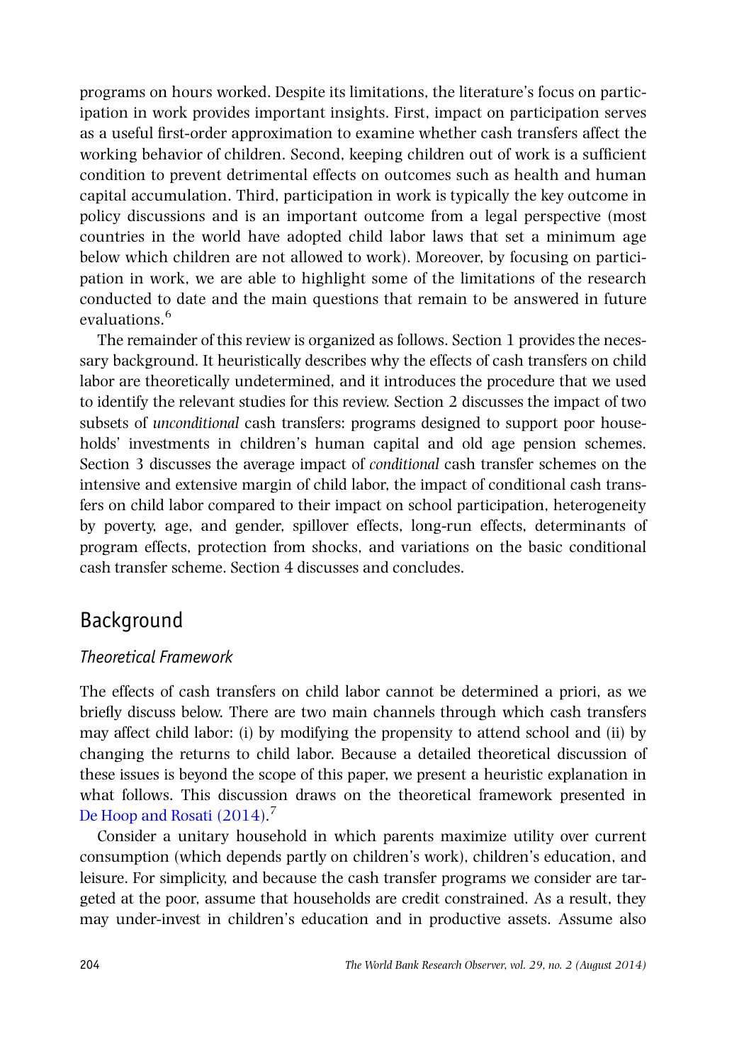programs on hours worked. Despite its limitations, the literature's focus on participation in work provides important insights. First, impact on participation serves as a useful first-order approximation to examine whether cash transfers affect the working behavior of children. Second, keeping children out of work is a sufficient condition to prevent detrimental effects on outcomes such as health and human capital accumulation. Third, participation in work is typically the key outcome in policy discussions and is an important outcome from a legal perspective (most countries in the world have adopted child labor laws that set a minimum age below which children are not allowed to work). Moreover, by focusing on participation in work, we are able to highlight some of the limitations of the research conducted to date and the main questions that remain to be answered in future evaluations.[6]

The remainder of this review is organized as follows. Section 1 provides the necessary background. It heuristically describes why the effects of cash transfers on child labor are theoretically undetermined, and it introduces the procedure that we used to identify the relevant studies for this review. Section 2 discusses the impact of two subsets of *unconditional* cash transfers: programs designed to support poor households' investments in children's human capital and old age pension schemes. Section 3 discusses the average impact of *conditional* cash transfer schemes on the intensive and extensive margin of child labor, the impact of conditional cash transfers on child labor compared to their impact on school participation, heterogeneity by poverty, age, and gender, spillover effects, long-run effects, determinants of program effects, protection from shocks, and variations on the basic conditional cash transfer scheme. Section 4 discusses and concludes.

## Background

### *Theoretical Framework*

The effects of cash transfers on child labor cannot be determined a priori, as we briefly discuss below. There are two main channels through which cash transfers may affect child labor: (i) by modifying the propensity to attend school and (ii) by changing the returns to child labor. Because a detailed theoretical discussion of these issues is beyond the scope of this paper, we present a heuristic explanation in what follows. This discussion draws on the theoretical framework presented in De Hoop and Rosati (2014).[7]

Consider a unitary household in which parents maximize utility over current consumption (which depends partly on children's work), children's education, and leisure. For simplicity, and because the cash transfer programs we consider are targeted at the poor, assume that households are credit constrained. As a result, they may under-invest in children's education and in productive assets. Assume also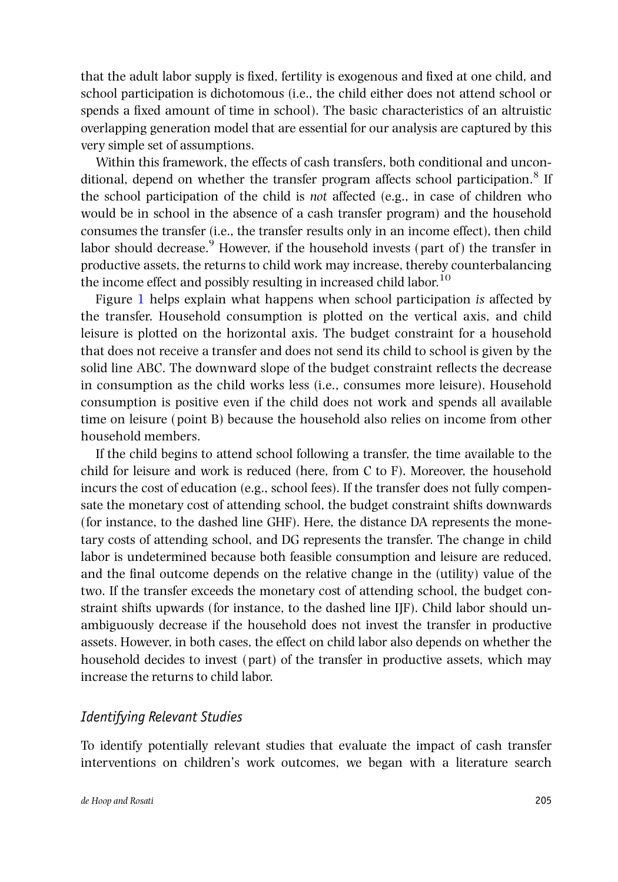that the adult labor supply is fixed, fertility is exogenous and fixed at one child, and school participation is dichotomous (i.e., the child either does not attend school or spends a fixed amount of time in school). The basic characteristics of an altruistic overlapping generation model that are essential for our analysis are captured by this very simple set of assumptions.

Within this framework, the effects of cash transfers, both conditional and unconditional, depend on whether the transfer program affects school participation.[8] If the school participation of the child is *not* affected (e.g., in case of children who would be in school in the absence of a cash transfer program) and the household consumes the transfer (i.e., the transfer results only in an income effect), then child labor should decrease.[9] However, if the household invests (part of) the transfer in productive assets, the returns to child work may increase, thereby counterbalancing the income effect and possibly resulting in increased child labor.[10]

Figure 1 helps explain what happens when school participation *is* affected by the transfer. Household consumption is plotted on the vertical axis, and child leisure is plotted on the horizontal axis. The budget constraint for a household that does not receive a transfer and does not send its child to school is given by the solid line ABC. The downward slope of the budget constraint reflects the decrease in consumption as the child works less (i.e., consumes more leisure). Household consumption is positive even if the child does not work and spends all available time on leisure (point B) because the household also relies on income from other household members.

If the child begins to attend school following a transfer, the time available to the child for leisure and work is reduced (here, from C to F). Moreover, the household incurs the cost of education (e.g., school fees). If the transfer does not fully compensate the monetary cost of attending school, the budget constraint shifts downwards (for instance, to the dashed line GHF). Here, the distance DA represents the monetary costs of attending school, and DG represents the transfer. The change in child labor is undetermined because both feasible consumption and leisure are reduced, and the final outcome depends on the relative change in the (utility) value of the two. If the transfer exceeds the monetary cost of attending school, the budget constraint shifts upwards (for instance, to the dashed line IJF). Child labor should unambiguously decrease if the household does not invest the transfer in productive assets. However, in both cases, the effect on child labor also depends on whether the household decides to invest (part) of the transfer in productive assets, which may increase the returns to child labor.

### *Identifying Relevant Studies*

To identify potentially relevant studies that evaluate the impact of cash transfer interventions on children's work outcomes, we began with a literature search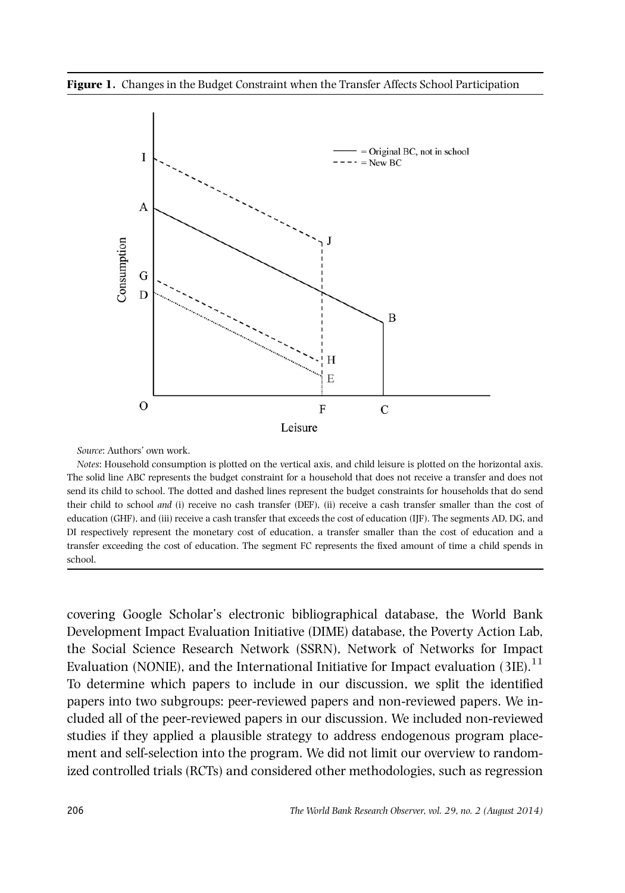**Figure 1.** Changes in the Budget Constraint when the Transfer Affects School Participation

*Source*: Authors' own work.

*Notes*: Household consumption is plotted on the vertical axis, and child leisure is plotted on the horizontal axis. The solid line ABC represents the budget constraint for a household that does not receive a transfer and does not send its child to school. The dotted and dashed lines represent the budget constraints for households that do send their child to school *and* (i) receive no cash transfer (DEF), (ii) receive a cash transfer smaller than the cost of education (GHF), and (iii) receive a cash transfer that exceeds the cost of education (IJF). The segments AD, DG, and DI respectively represent the monetary cost of education, a transfer smaller than the cost of education and a transfer exceeding the cost of education. The segment FC represents the fixed amount of time a child spends in school.

covering Google Scholar's electronic bibliographical database, the World Bank Development Impact Evaluation Initiative (DIME) database, the Poverty Action Lab, the Social Science Research Network (SSRN), Network of Networks for Impact Evaluation (NONIE), and the International Initiative for Impact evaluation (3IE).[11] To determine which papers to include in our discussion, we split the identified papers into two subgroups: peer-reviewed papers and non-reviewed papers. We included all of the peer-reviewed papers in our discussion. We included non-reviewed studies if they applied a plausible strategy to address endogenous program placement and self-selection into the program. We did not limit our overview to randomized controlled trials (RCTs) and considered other methodologies, such as regression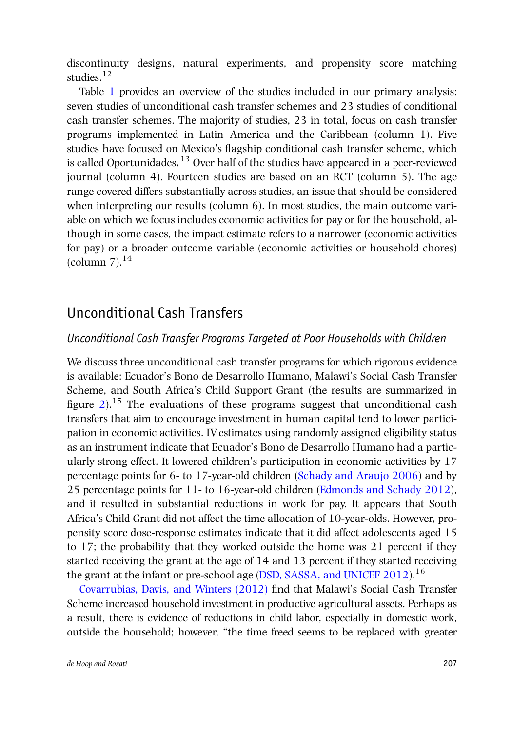discontinuity designs, natural experiments, and propensity score matching studies.[12]

Table 1 provides an overview of the studies included in our primary analysis: seven studies of unconditional cash transfer schemes and 23 studies of conditional cash transfer schemes. The majority of studies, 23 in total, focus on cash transfer programs implemented in Latin America and the Caribbean (column 1). Five studies have focused on Mexico's flagship conditional cash transfer scheme, which is called Oportunidades.[13] Over half of the studies have appeared in a peer-reviewed journal (column 4). Fourteen studies are based on an RCT (column 5). The age range covered differs substantially across studies, an issue that should be considered when interpreting our results (column 6). In most studies, the main outcome variable on which we focus includes economic activities for pay or for the household, although in some cases, the impact estimate refers to a narrower (economic activities for pay) or a broader outcome variable (economic activities or household chores) (column 7).[14]

## Unconditional Cash Transfers

### *Unconditional Cash Transfer Programs Targeted at Poor Households with Children*

We discuss three unconditional cash transfer programs for which rigorous evidence is available: Ecuador's Bono de Desarrollo Humano, Malawi's Social Cash Transfer Scheme, and South Africa's Child Support Grant (the results are summarized in figure 2).[15] The evaluations of these programs suggest that unconditional cash transfers that aim to encourage investment in human capital tend to lower participation in economic activities. IV estimates using randomly assigned eligibility status as an instrument indicate that Ecuador's Bono de Desarrollo Humano had a particularly strong effect. It lowered children's participation in economic activities by 17 percentage points for 6- to 17-year-old children (Schady and Araujo 2006) and by 25 percentage points for 11- to 16-year-old children (Edmonds and Schady 2012), and it resulted in substantial reductions in work for pay. It appears that South Africa's Child Grant did not affect the time allocation of 10-year-olds. However, propensity score dose-response estimates indicate that it did affect adolescents aged 15 to 17; the probability that they worked outside the home was 21 percent if they started receiving the grant at the age of 14 and 13 percent if they started receiving the grant at the infant or pre-school age (DSD, SASSA, and UNICEF 2012).[16]

Covarrubias, Davis, and Winters (2012) find that Malawi's Social Cash Transfer Scheme increased household investment in productive agricultural assets. Perhaps as a result, there is evidence of reductions in child labor, especially in domestic work, outside the household; however, "the time freed seems to be replaced with greater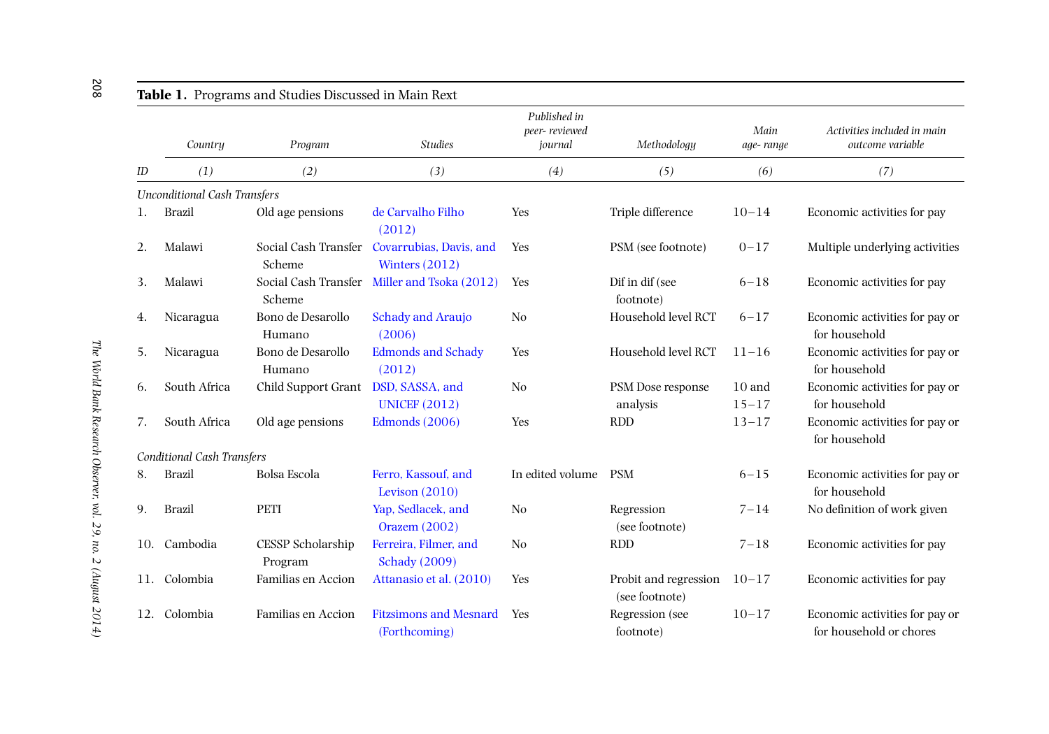**Table 1.** Programs and Studies Discussed in Main Rext

| ID | Country | Program | Studies | Published in peer- reviewed journal | Methodology | Main age- range | Activities included in main outcome variable |
|---|---|---|---|---|---|---|---|
| | (1) | (2) | (3) | (4) | (5) | (6) | (7) |
| *Unconditional Cash Transfers* | | | | | | | |
| 1. | Brazil | Old age pensions | de Carvalho Filho (2012) | Yes | Triple difference | 10–14 | Economic activities for pay |
| 2. | Malawi | Social Cash Transfer Scheme | Covarrubias, Davis, and Winters (2012) | Yes | PSM (see footnote) | 0–17 | Multiple underlying activities |
| 3. | Malawi | Social Cash Transfer Scheme | Miller and Tsoka (2012) | Yes | Dif in dif (see footnote) | 6–18 | Economic activities for pay |
| 4. | Nicaragua | Bono de Desarollo Humano | Schady and Araujo (2006) | No | Household level RCT | 6–17 | Economic activities for pay or for household |
| 5. | Nicaragua | Bono de Desarollo Humano | Edmonds and Schady (2012) | Yes | Household level RCT | 11–16 | Economic activities for pay or for household |
| 6. | South Africa | Child Support Grant | DSD, SASSA, and UNICEF (2012) | No | PSM Dose response analysis | 10 and 15–17 | Economic activities for pay or for household |
| 7. | South Africa | Old age pensions | Edmonds (2006) | Yes | RDD | 13–17 | Economic activities for pay or for household |
| *Conditional Cash Transfers* | | | | | | | |
| 8. | Brazil | Bolsa Escola | Ferro, Kassouf, and Levison (2010) | In edited volume | PSM | 6–15 | Economic activities for pay or for household |
| 9. | Brazil | PETI | Yap, Sedlacek, and Orazem (2002) | No | Regression (see footnote) | 7–14 | No definition of work given |
| 10. | Cambodia | CESSP Scholarship Program | Ferreira, Filmer, and Schady (2009) | No | RDD | 7–18 | Economic activities for pay |
| 11. | Colombia | Familias en Accion | Attanasio et al. (2010) | Yes | Probit and regression (see footnote) | 10–17 | Economic activities for pay |
| 12. | Colombia | Familias en Accion | Fitzsimons and Mesnard (Forthcoming) | Yes | Regression (see footnote) | 10–17 | Economic activities for pay or for household or chores |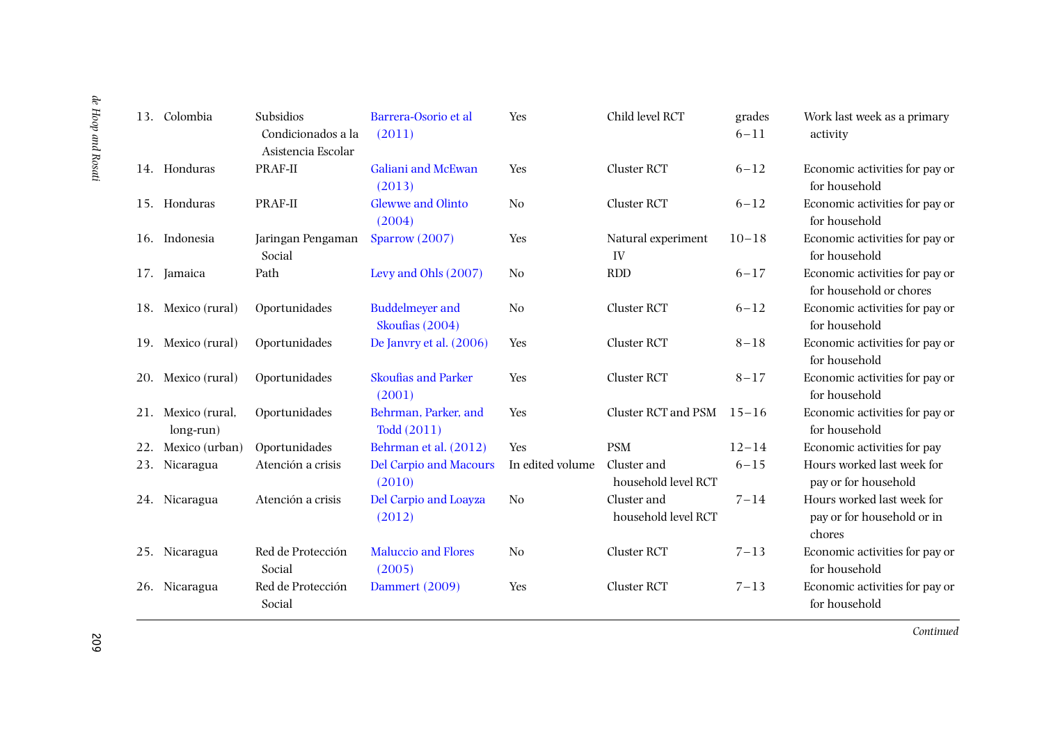| | | | | | | |
|---|---|---|---|---|---|---|
| 13. | Colombia | Subsidios Condicionados a la Asistencia Escolar | Barrera-Osorio et al (2011) | Yes | Child level RCT | grades 6–11 | Work last week as a primary activity |
| 14. | Honduras | PRAF-II | Galiani and McEwan (2013) | Yes | Cluster RCT | 6–12 | Economic activities for pay or for household |
| 15. | Honduras | PRAF-II | Glewwe and Olinto (2004) | No | Cluster RCT | 6–12 | Economic activities for pay or for household |
| 16. | Indonesia | Jaringan Pengaman Social | Sparrow (2007) | Yes | Natural experiment IV | 10–18 | Economic activities for pay or for household |
| 17. | Jamaica | Path | Levy and Ohls (2007) | No | RDD | 6–17 | Economic activities for pay or for household or chores |
| 18. | Mexico (rural) | Oportunidades | Buddelmeyer and Skoufias (2004) | No | Cluster RCT | 6–12 | Economic activities for pay or for household |
| 19. | Mexico (rural) | Oportunidades | De Janvry et al. (2006) | Yes | Cluster RCT | 8–18 | Economic activities for pay or for household |
| 20. | Mexico (rural) | Oportunidades | Skoufias and Parker (2001) | Yes | Cluster RCT | 8–17 | Economic activities for pay or for household |
| 21. | Mexico (rural, long-run) | Oportunidades | Behrman, Parker, and Todd (2011) | Yes | Cluster RCT and PSM | 15–16 | Economic activities for pay or for household |
| 22. | Mexico (urban) | Oportunidades | Behrman et al. (2012) | Yes | PSM | 12–14 | Economic activities for pay |
| 23. | Nicaragua | Atención a crisis | Del Carpio and Macours (2010) | In edited volume | Cluster and household level RCT | 6–15 | Hours worked last week for pay or for household |
| 24. | Nicaragua | Atención a crisis | Del Carpio and Loayza (2012) | No | Cluster and household level RCT | 7–14 | Hours worked last week for pay or for household or in chores |
| 25. | Nicaragua | Red de Protección Social | Maluccio and Flores (2005) | No | Cluster RCT | 7–13 | Economic activities for pay or for household |
| 26. | Nicaragua | Red de Protección Social | Dammert (2009) | Yes | Cluster RCT | 7–13 | Economic activities for pay or for household |

*Continued*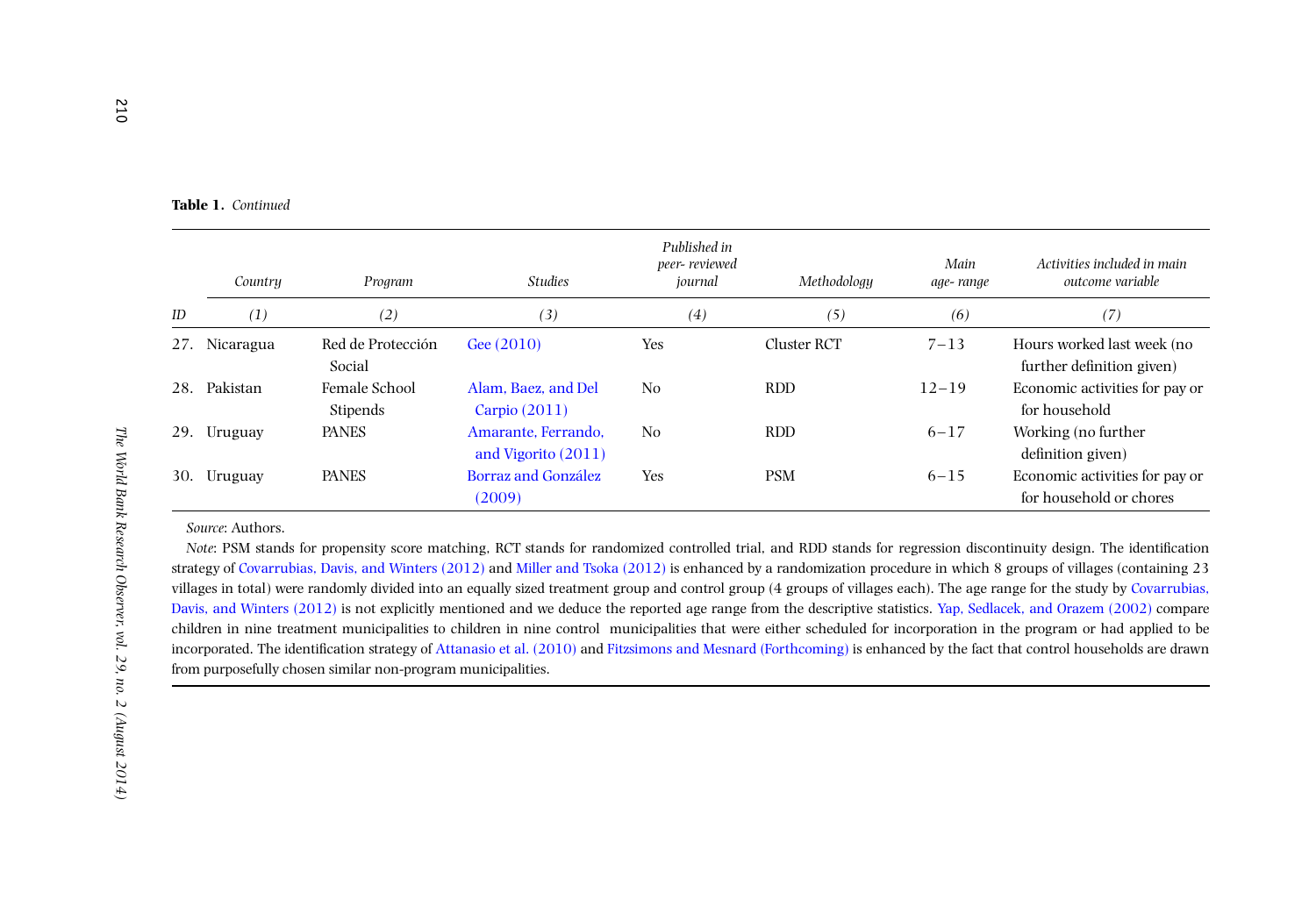**Table 1.** *Continued*

| ID | Country | Program | Studies | Published in peer- reviewed journal | Methodology | Main age- range | Activities included in main outcome variable |
|---|---|---|---|---|---|---|---|
| | (1) | (2) | (3) | (4) | (5) | (6) | (7) |
| 27. | Nicaragua | Red de Protección Social | Gee (2010) | Yes | Cluster RCT | 7–13 | Hours worked last week (no further definition given) |
| 28. | Pakistan | Female School Stipends | Alam, Baez, and Del Carpio (2011) | No | RDD | 12–19 | Economic activities for pay or for household |
| 29. | Uruguay | PANES | Amarante, Ferrando, and Vigorito (2011) | No | RDD | 6–17 | Working (no further definition given) |
| 30. | Uruguay | PANES | Borraz and González (2009) | Yes | PSM | 6–15 | Economic activities for pay or for household or chores |

*Source*: Authors.

*Note*: PSM stands for propensity score matching, RCT stands for randomized controlled trial, and RDD stands for regression discontinuity design. The identification strategy of Covarrubias, Davis, and Winters (2012) and Miller and Tsoka (2012) is enhanced by a randomization procedure in which 8 groups of villages (containing 23 villages in total) were randomly divided into an equally sized treatment group and control group (4 groups of villages each). The age range for the study by Covarrubias, Davis, and Winters (2012) is not explicitly mentioned and we deduce the reported age range from the descriptive statistics. Yap, Sedlacek, and Orazem (2002) compare children in nine treatment municipalities to children in nine control municipalities that were either scheduled for incorporation in the program or had applied to be incorporated. The identification strategy of Attanasio et al. (2010) and Fitzsimons and Mesnard (Forthcoming) is enhanced by the fact that control households are drawn from purposefully chosen similar non-program municipalities.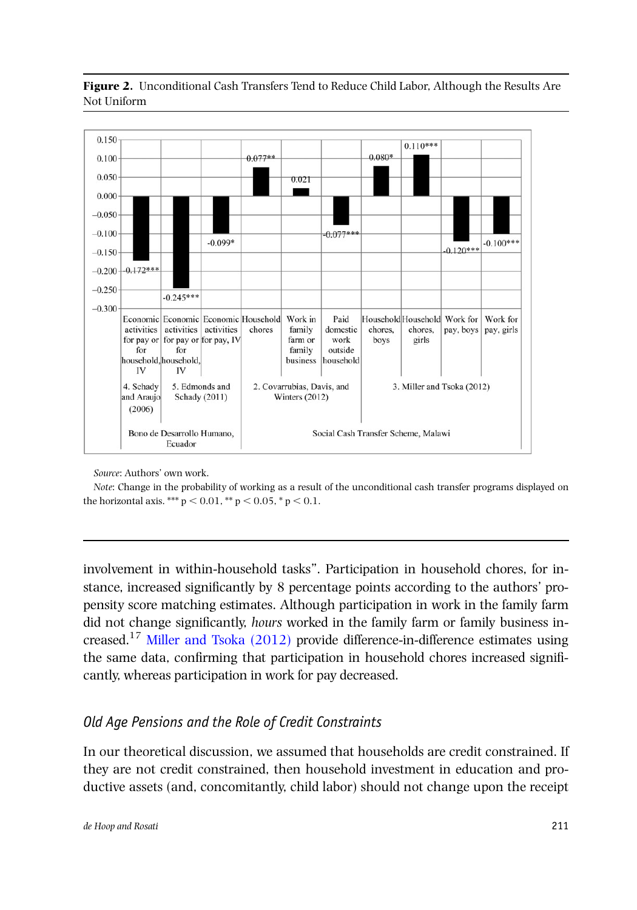**Figure 2.** Unconditional Cash Transfers Tend to Reduce Child Labor, Although the Results Are Not Uniform

| Outcome | Study | Program | Change in probability of working |
|---|---|---|---|
| Economic activities for pay or for household, IV | 4. Schady and Araujo (2006) | Bono de Desarrollo Humano, Ecuador | -0.172*** |
| Economic activities for pay or for household, IV | 5. Edmonds and Schady (2011) | Bono de Desarrollo Humano, Ecuador | -0.245*** |
| Economic activities for pay, IV | 5. Edmonds and Schady (2011) | Bono de Desarrollo Humano, Ecuador | -0.099* |
| Household chores | 2. Covarrubias, Davis, and Winters (2012) | Social Cash Transfer Scheme, Malawi | 0.077** |
| Work in family farm or family business | 2. Covarrubias, Davis, and Winters (2012) | Social Cash Transfer Scheme, Malawi | 0.021 |
| Paid domestic work outside household | 2. Covarrubias, Davis, and Winters (2012) | Social Cash Transfer Scheme, Malawi | -0.077*** |
| Household chores, boys | 3. Miller and Tsoka (2012) | Social Cash Transfer Scheme, Malawi | 0.080* |
| Household chores, girls | 3. Miller and Tsoka (2012) | Social Cash Transfer Scheme, Malawi | 0.110*** |
| Work for pay, boys | 3. Miller and Tsoka (2012) | Social Cash Transfer Scheme, Malawi | -0.120*** |
| Work for pay, girls | 3. Miller and Tsoka (2012) | Social Cash Transfer Scheme, Malawi | -0.100*** |

*Source*: Authors' own work.

*Note*: Change in the probability of working as a result of the unconditional cash transfer programs displayed on the horizontal axis. *** $p < 0.01$, ** $p < 0.05$, * $p < 0.1$.

involvement in within-household tasks". Participation in household chores, for instance, increased significantly by 8 percentage points according to the authors' propensity score matching estimates. Although participation in work in the family farm did not change significantly, *hours* worked in the family farm or family business increased.[17] Miller and Tsoka (2012) provide difference-in-difference estimates using the same data, confirming that participation in household chores increased significantly, whereas participation in work for pay decreased.

## Old Age Pensions and the Role of Credit Constraints

In our theoretical discussion, we assumed that households are credit constrained. If they are not credit constrained, then household investment in education and productive assets (and, concomitantly, child labor) should not change upon the receipt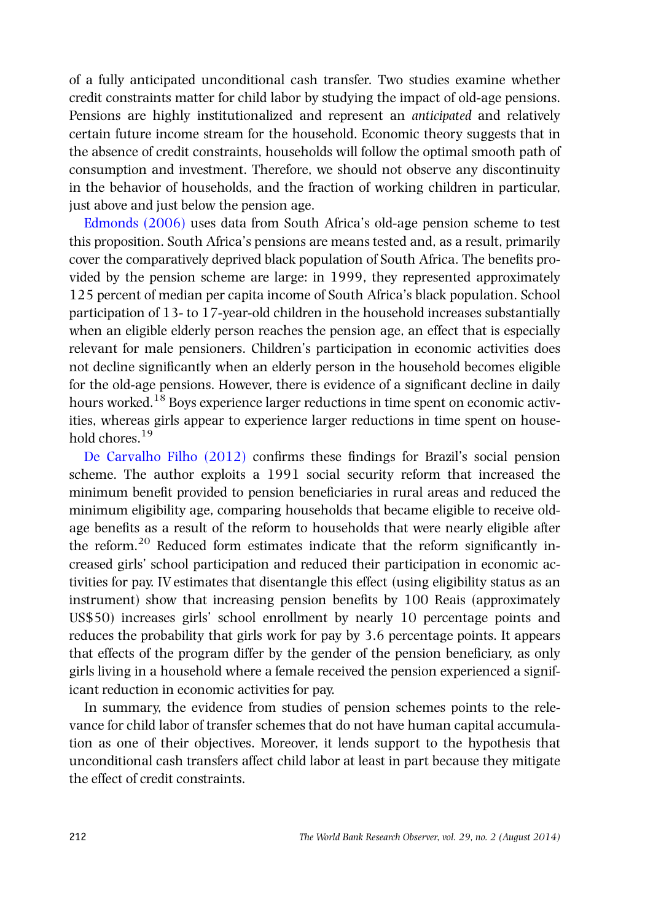of a fully anticipated unconditional cash transfer. Two studies examine whether credit constraints matter for child labor by studying the impact of old-age pensions. Pensions are highly institutionalized and represent an *anticipated* and relatively certain future income stream for the household. Economic theory suggests that in the absence of credit constraints, households will follow the optimal smooth path of consumption and investment. Therefore, we should not observe any discontinuity in the behavior of households, and the fraction of working children in particular, just above and just below the pension age.

Edmonds (2006) uses data from South Africa's old-age pension scheme to test this proposition. South Africa's pensions are means tested and, as a result, primarily cover the comparatively deprived black population of South Africa. The benefits provided by the pension scheme are large: in 1999, they represented approximately 125 percent of median per capita income of South Africa's black population. School participation of 13- to 17-year-old children in the household increases substantially when an eligible elderly person reaches the pension age, an effect that is especially relevant for male pensioners. Children's participation in economic activities does not decline significantly when an elderly person in the household becomes eligible for the old-age pensions. However, there is evidence of a significant decline in daily hours worked.[18] Boys experience larger reductions in time spent on economic activities, whereas girls appear to experience larger reductions in time spent on household chores.[19]

De Carvalho Filho (2012) confirms these findings for Brazil's social pension scheme. The author exploits a 1991 social security reform that increased the minimum benefit provided to pension beneficiaries in rural areas and reduced the minimum eligibility age, comparing households that became eligible to receive old-age benefits as a result of the reform to households that were nearly eligible after the reform.[20] Reduced form estimates indicate that the reform significantly increased girls' school participation and reduced their participation in economic activities for pay. IV estimates that disentangle this effect (using eligibility status as an instrument) show that increasing pension benefits by 100 Reais (approximately US$50) increases girls' school enrollment by nearly 10 percentage points and reduces the probability that girls work for pay by 3.6 percentage points. It appears that effects of the program differ by the gender of the pension beneficiary, as only girls living in a household where a female received the pension experienced a significant reduction in economic activities for pay.

In summary, the evidence from studies of pension schemes points to the relevance for child labor of transfer schemes that do not have human capital accumulation as one of their objectives. Moreover, it lends support to the hypothesis that unconditional cash transfers affect child labor at least in part because they mitigate the effect of credit constraints.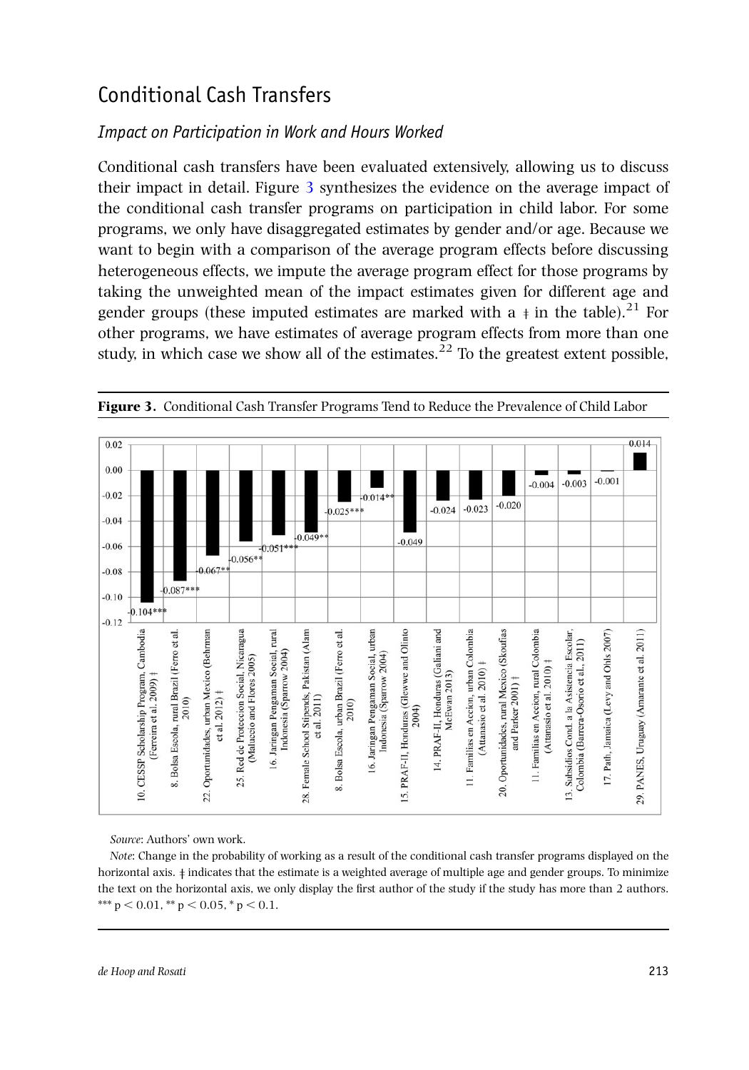## Conditional Cash Transfers

### *Impact on Participation in Work and Hours Worked*

Conditional cash transfers have been evaluated extensively, allowing us to discuss their impact in detail. Figure 3 synthesizes the evidence on the average impact of the conditional cash transfer programs on participation in child labor. For some programs, we only have disaggregated estimates by gender and/or age. Because we want to begin with a comparison of the average program effects before discussing heterogeneous effects, we impute the average program effect for those programs by taking the unweighted mean of the impact estimates given for different age and gender groups (these imputed estimates are marked with a ǂ in the table).[21] For other programs, we have estimates of average program effects from more than one study, in which case we show all of the estimates.[22] To the greatest extent possible,

**Figure 3.** Conditional Cash Transfer Programs Tend to Reduce the Prevalence of Child Labor

| Program | Change in probability of working |
|---|---|
| 10. CESSP Scholarship Program, Cambodia (Ferreira et al. 2009) ǂ | -0.104*** |
| 8. Bolsa Escola, rural Brazil (Ferro et al. 2010) | -0.087*** |
| 22. Oportunidades, urban Mexico (Behrman et al. 2012) ǂ | -0.067** |
| 25. Red de Proteccion Social, Nicaragua (Maluccio and Flores 2005) | -0.056** |
| 16. Jaringan Pengaman Social, rural Indonesia (Sparrow 2004) | -0.051*** |
| 28. Female School Stipends, Pakistan (Alam et al. 2011) | -0.049** |
| 8. Bolsa Escola, urban Brazil (Ferro et al. 2010) | -0.025*** |
| 16. Jaringan Pengaman Social, urban Indonesia (Sparrow 2004) | -0.014** |
| 15. PRAF-II, Honduras (Glewwe and Olinto 2004) | -0.049 |
| 14. PRAF-II, Honduras (Galiani and McEwan 2013) | -0.024 |
| 11. Familias en Accion, urban Colombia (Attanasio et al. 2010) ǂ | -0.023 |
| 20. Oportunidades, rural Mexico (Skoufias and Parker 2001) ǂ | -0.020 |
| 11. Familias en Accion, rural Colombia (Attanasio et al. 2010) ǂ | -0.004 |
| 13. Subsidios Cond. a la Asistencia Escolar, Colombia (Barrera-Osorio et al., 2011) | -0.003 |
| 17. Path, Jamaica (Levy and Ohls 2007) | -0.001 |
| 29. PANES, Uruguay (Amarante et al. 2011) | 0.014 |

*Source*: Authors' own work.

*Note*: Change in the probability of working as a result of the conditional cash transfer programs displayed on the horizontal axis. ǂ indicates that the estimate is a weighted average of multiple age and gender groups. To minimize the text on the horizontal axis, we only display the first author of the study if the study has more than 2 authors. *** $p < 0.01$, ** $p < 0.05$, * $p < 0.1$.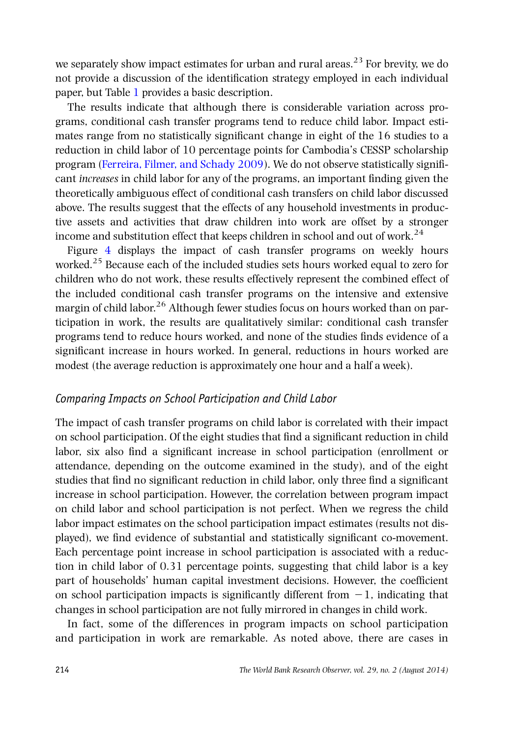we separately show impact estimates for urban and rural areas.[23] For brevity, we do not provide a discussion of the identification strategy employed in each individual paper, but Table 1 provides a basic description.

The results indicate that although there is considerable variation across programs, conditional cash transfer programs tend to reduce child labor. Impact estimates range from no statistically significant change in eight of the 16 studies to a reduction in child labor of 10 percentage points for Cambodia's CESSP scholarship program (Ferreira, Filmer, and Schady 2009). We do not observe statistically significant *increases* in child labor for any of the programs, an important finding given the theoretically ambiguous effect of conditional cash transfers on child labor discussed above. The results suggest that the effects of any household investments in productive assets and activities that draw children into work are offset by a stronger income and substitution effect that keeps children in school and out of work.[24]

Figure 4 displays the impact of cash transfer programs on weekly hours worked.[25] Because each of the included studies sets hours worked equal to zero for children who do not work, these results effectively represent the combined effect of the included conditional cash transfer programs on the intensive and extensive margin of child labor.[26] Although fewer studies focus on hours worked than on participation in work, the results are qualitatively similar: conditional cash transfer programs tend to reduce hours worked, and none of the studies finds evidence of a significant increase in hours worked. In general, reductions in hours worked are modest (the average reduction is approximately one hour and a half a week).

### *Comparing Impacts on School Participation and Child Labor*

The impact of cash transfer programs on child labor is correlated with their impact on school participation. Of the eight studies that find a significant reduction in child labor, six also find a significant increase in school participation (enrollment or attendance, depending on the outcome examined in the study), and of the eight studies that find no significant reduction in child labor, only three find a significant increase in school participation. However, the correlation between program impact on child labor and school participation is not perfect. When we regress the child labor impact estimates on the school participation impact estimates (results not displayed), we find evidence of substantial and statistically significant co-movement. Each percentage point increase in school participation is associated with a reduction in child labor of 0.31 percentage points, suggesting that child labor is a key part of households' human capital investment decisions. However, the coefficient on school participation impacts is significantly different from $-1$, indicating that changes in school participation are not fully mirrored in changes in child work.

In fact, some of the differences in program impacts on school participation and participation in work are remarkable. As noted above, there are cases in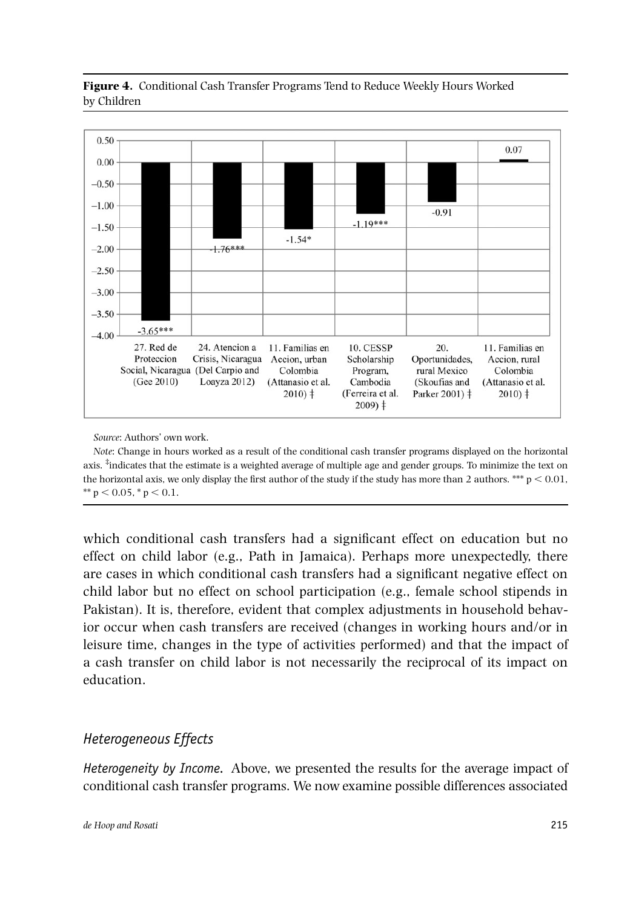**Figure 4.** Conditional Cash Transfer Programs Tend to Reduce Weekly Hours Worked by Children

*Source*: Authors' own work.

*Note*: Change in hours worked as a result of the conditional cash transfer programs displayed on the horizontal axis. ‡indicates that the estimate is a weighted average of multiple age and gender groups. To minimize the text on the horizontal axis, we only display the first author of the study if the study has more than 2 authors. *** $p < 0.01$, ** $p < 0.05$, * $p < 0.1$.

which conditional cash transfers had a significant effect on education but no effect on child labor (e.g., Path in Jamaica). Perhaps more unexpectedly, there are cases in which conditional cash transfers had a significant negative effect on child labor but no effect on school participation (e.g., female school stipends in Pakistan). It is, therefore, evident that complex adjustments in household behavior occur when cash transfers are received (changes in working hours and/or in leisure time, changes in the type of activities performed) and that the impact of a cash transfer on child labor is not necessarily the reciprocal of its impact on education.

## *Heterogeneous Effects*

*Heterogeneity by Income.* Above, we presented the results for the average impact of conditional cash transfer programs. We now examine possible differences associated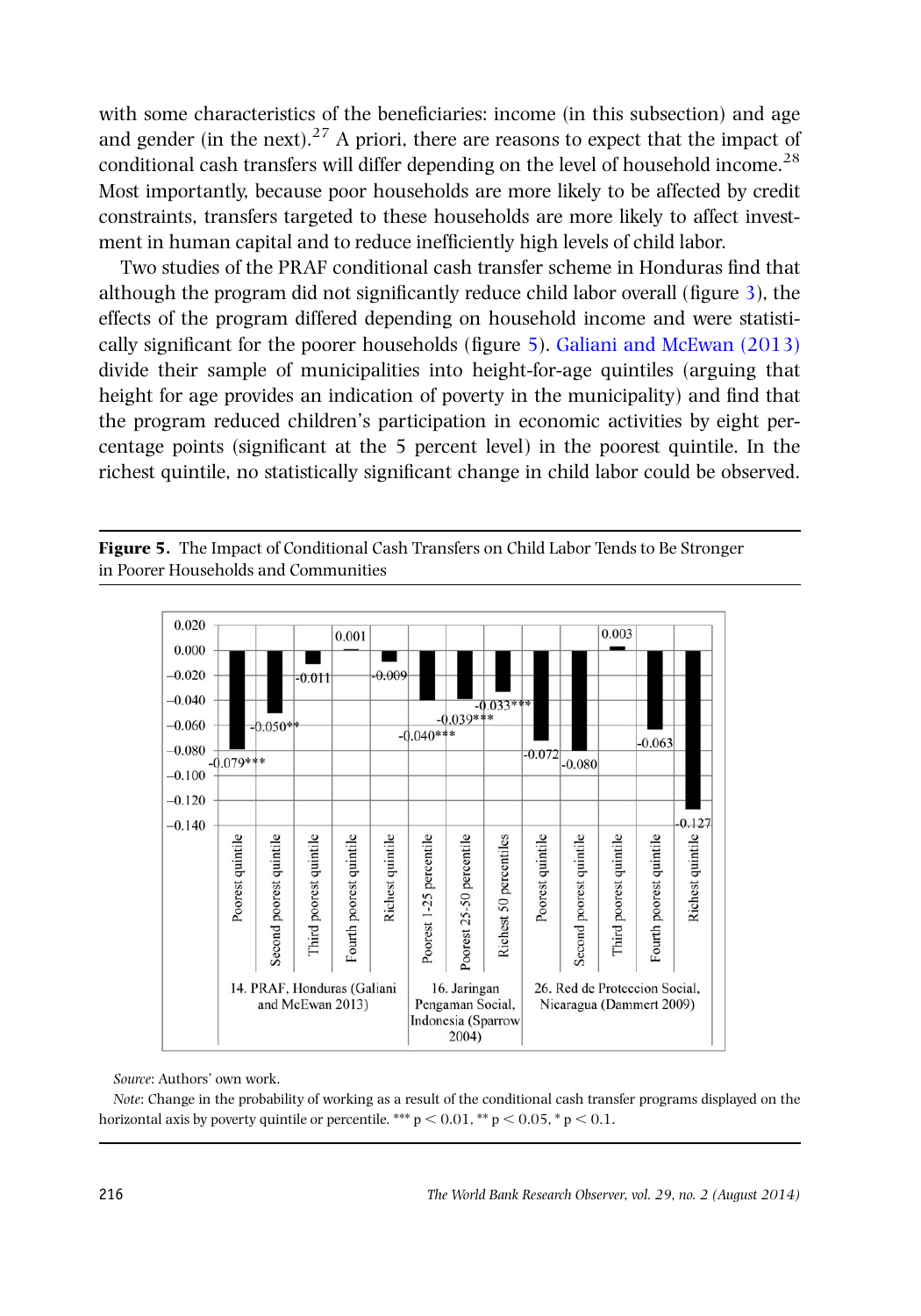with some characteristics of the beneficiaries: income (in this subsection) and age and gender (in the next).[27] A priori, there are reasons to expect that the impact of conditional cash transfers will differ depending on the level of household income.[28] Most importantly, because poor households are more likely to be affected by credit constraints, transfers targeted to these households are more likely to affect investment in human capital and to reduce inefficiently high levels of child labor.

Two studies of the PRAF conditional cash transfer scheme in Honduras find that although the program did not significantly reduce child labor overall (figure 3), the effects of the program differed depending on household income and were statistically significant for the poorer households (figure 5). Galiani and McEwan (2013) divide their sample of municipalities into height-for-age quintiles (arguing that height for age provides an indication of poverty in the municipality) and find that the program reduced children's participation in economic activities by eight percentage points (significant at the 5 percent level) in the poorest quintile. In the richest quintile, no statistically significant change in child labor could be observed.

**Figure 5.** The Impact of Conditional Cash Transfers on Child Labor Tends to Be Stronger in Poorer Households and Communities

| Program | Group | Change in probability of working |
|---|---|---|
| 14. PRAF, Honduras (Galiani and McEwan 2013) | Poorest quintile | -0.079*** |
| | Second poorest quintile | -0.050** |
| | Third poorest quintile | -0.011 |
| | Fourth poorest quintile | 0.001 |
| | Richest quintile | -0.009 |
| 16. Jaringan Pengaman Social, Indonesia (Sparrow 2004) | Poorest 1-25 percentile | -0.040*** |
| | Poorest 25-50 percentile | -0.039*** |
| | Richest 50 percentiles | -0.033*** |
| 26. Red de Proteccion Social, Nicaragua (Dammert 2009) | Poorest quintile | -0.072 |
| | Second poorest quintile | -0.080 |
| | Third poorest quintile | 0.003 |
| | Fourth poorest quintile | -0.063 |
| | Richest quintile | -0.127 |

*Source*: Authors' own work.

*Note*: Change in the probability of working as a result of the conditional cash transfer programs displayed on the horizontal axis by poverty quintile or percentile. *** $p < 0.01$, ** $p < 0.05$, * $p < 0.1$.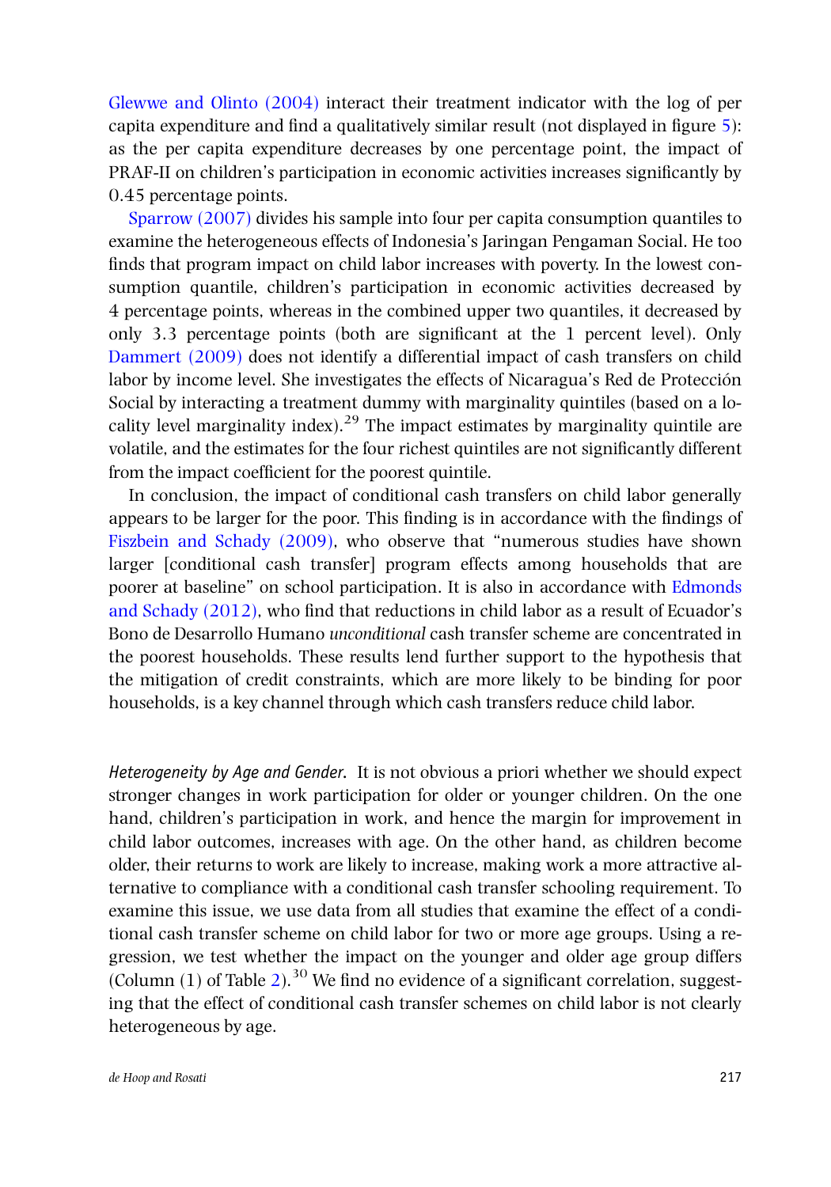Glewwe and Olinto (2004) interact their treatment indicator with the log of per capita expenditure and find a qualitatively similar result (not displayed in figure 5): as the per capita expenditure decreases by one percentage point, the impact of PRAF-II on children's participation in economic activities increases significantly by 0.45 percentage points.

Sparrow (2007) divides his sample into four per capita consumption quantiles to examine the heterogeneous effects of Indonesia's Jaringan Pengaman Social. He too finds that program impact on child labor increases with poverty. In the lowest consumption quantile, children's participation in economic activities decreased by 4 percentage points, whereas in the combined upper two quantiles, it decreased by only 3.3 percentage points (both are significant at the 1 percent level). Only Dammert (2009) does not identify a differential impact of cash transfers on child labor by income level. She investigates the effects of Nicaragua's Red de Protección Social by interacting a treatment dummy with marginality quintiles (based on a locality level marginality index).[29] The impact estimates by marginality quintile are volatile, and the estimates for the four richest quintiles are not significantly different from the impact coefficient for the poorest quintile.

In conclusion, the impact of conditional cash transfers on child labor generally appears to be larger for the poor. This finding is in accordance with the findings of Fiszbein and Schady (2009), who observe that "numerous studies have shown larger [conditional cash transfer] program effects among households that are poorer at baseline" on school participation. It is also in accordance with Edmonds and Schady (2012), who find that reductions in child labor as a result of Ecuador's Bono de Desarrollo Humano *unconditional* cash transfer scheme are concentrated in the poorest households. These results lend further support to the hypothesis that the mitigation of credit constraints, which are more likely to be binding for poor households, is a key channel through which cash transfers reduce child labor.

*Heterogeneity by Age and Gender.* It is not obvious a priori whether we should expect stronger changes in work participation for older or younger children. On the one hand, children's participation in work, and hence the margin for improvement in child labor outcomes, increases with age. On the other hand, as children become older, their returns to work are likely to increase, making work a more attractive alternative to compliance with a conditional cash transfer schooling requirement. To examine this issue, we use data from all studies that examine the effect of a conditional cash transfer scheme on child labor for two or more age groups. Using a regression, we test whether the impact on the younger and older age group differs (Column (1) of Table 2).[30] We find no evidence of a significant correlation, suggesting that the effect of conditional cash transfer schemes on child labor is not clearly heterogeneous by age.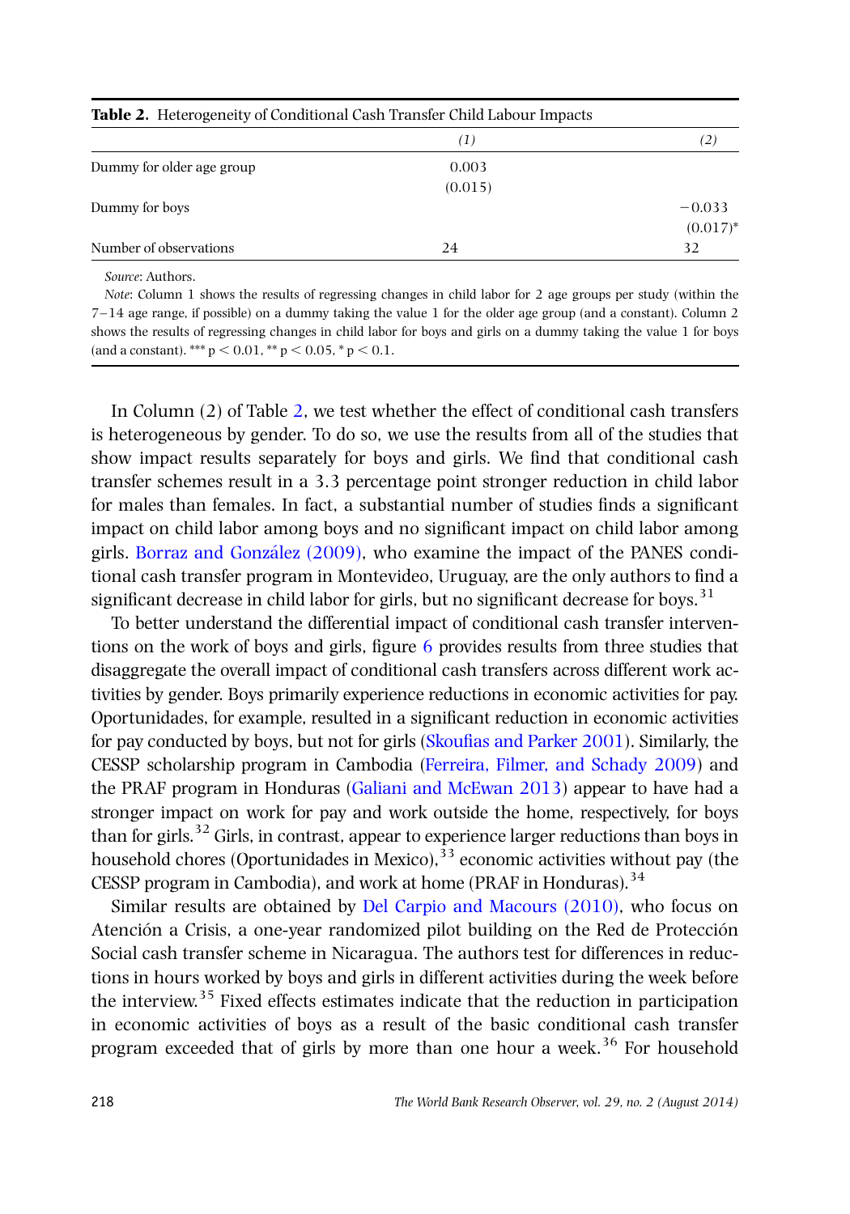**Table 2.** Heterogeneity of Conditional Cash Transfer Child Labour Impacts

| | *(1)* | *(2)* |
|---|---|---|
| Dummy for older age group | 0.003 | |
| | (0.015) | |
| Dummy for boys | | −0.033 |
| | | (0.017)* |
| Number of observations | 24 | 32 |

*Source*: Authors.

*Note*: Column 1 shows the results of regressing changes in child labor for 2 age groups per study (within the 7−14 age range, if possible) on a dummy taking the value 1 for the older age group (and a constant). Column 2 shows the results of regressing changes in child labor for boys and girls on a dummy taking the value 1 for boys (and a constant). *** $p < 0.01$, ** $p < 0.05$, * $p < 0.1$.

In Column (2) of Table 2, we test whether the effect of conditional cash transfers is heterogeneous by gender. To do so, we use the results from all of the studies that show impact results separately for boys and girls. We find that conditional cash transfer schemes result in a 3.3 percentage point stronger reduction in child labor for males than females. In fact, a substantial number of studies finds a significant impact on child labor among boys and no significant impact on child labor among girls. Borraz and González (2009), who examine the impact of the PANES conditional cash transfer program in Montevideo, Uruguay, are the only authors to find a significant decrease in child labor for girls, but no significant decrease for boys.[31]

To better understand the differential impact of conditional cash transfer interventions on the work of boys and girls, figure 6 provides results from three studies that disaggregate the overall impact of conditional cash transfers across different work activities by gender. Boys primarily experience reductions in economic activities for pay. Oportunidades, for example, resulted in a significant reduction in economic activities for pay conducted by boys, but not for girls (Skoufias and Parker 2001). Similarly, the CESSP scholarship program in Cambodia (Ferreira, Filmer, and Schady 2009) and the PRAF program in Honduras (Galiani and McEwan 2013) appear to have had a stronger impact on work for pay and work outside the home, respectively, for boys than for girls.[32] Girls, in contrast, appear to experience larger reductions than boys in household chores (Oportunidades in Mexico),[33] economic activities without pay (the CESSP program in Cambodia), and work at home (PRAF in Honduras).[34]

Similar results are obtained by Del Carpio and Macours (2010), who focus on Atención a Crisis, a one-year randomized pilot building on the Red de Protección Social cash transfer scheme in Nicaragua. The authors test for differences in reductions in hours worked by boys and girls in different activities during the week before the interview.[35] Fixed effects estimates indicate that the reduction in participation in economic activities of boys as a result of the basic conditional cash transfer program exceeded that of girls by more than one hour a week.[36] For household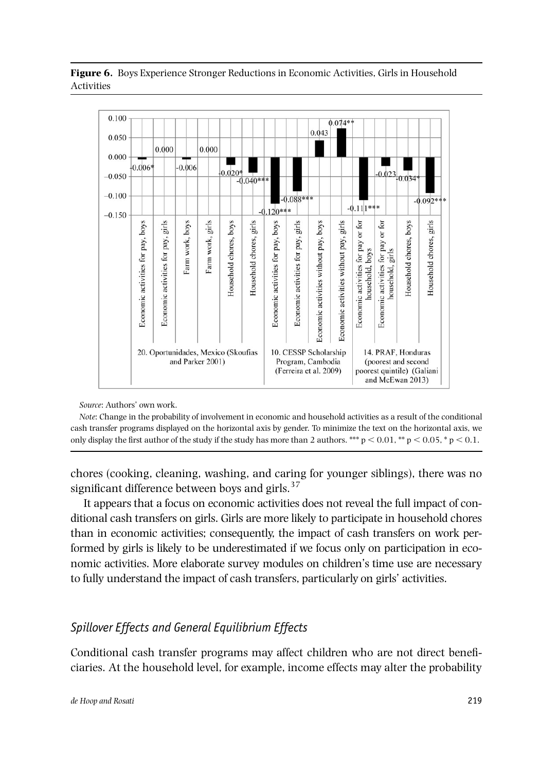**Figure 6.** Boys Experience Stronger Reductions in Economic Activities, Girls in Household Activities

| Program | Activity | Change in probability |
|---|---|---|
| 20. Oportunidades, Mexico (Skoufias and Parker 2001) | Economic activities for pay, boys | -0.006* |
| | Economic activities for pay, girls | 0.000 |
| | Farm work, boys | -0.006 |
| | Farm work, girls | 0.000 |
| | Household chores, boys | -0.020* |
| | Household chores, girls | -0.040*** |
| 10. CESSP Scholarship Program, Cambodia (Ferreira et al. 2009) | Economic activities for pay, boys | -0.120*** |
| | Economic activities for pay, girls | -0.088*** |
| | Economic activities without pay, boys | 0.043 |
| | Economic activities without pay, girls | 0.074** |
| 14. PRAF, Honduras (poorest and second poorest quintile) (Galiani and McEwan 2013) | Economic activities for pay or for household, boys | -0.111*** |
| | Economic activities for pay or for household, girls | -0.023 |
| | Household chores, boys | -0.034* |
| | Household chores, girls | -0.092*** |

*Source*: Authors' own work.

*Note*: Change in the probability of involvement in economic and household activities as a result of the conditional cash transfer programs displayed on the horizontal axis by gender. To minimize the text on the horizontal axis, we only display the first author of the study if the study has more than 2 authors. *** $p < 0.01$, ** $p < 0.05$, * $p < 0.1$.

chores (cooking, cleaning, washing, and caring for younger siblings), there was no significant difference between boys and girls.[37]

It appears that a focus on economic activities does not reveal the full impact of conditional cash transfers on girls. Girls are more likely to participate in household chores than in economic activities; consequently, the impact of cash transfers on work performed by girls is likely to be underestimated if we focus only on participation in economic activities. More elaborate survey modules on children's time use are necessary to fully understand the impact of cash transfers, particularly on girls' activities.

### *Spillover Effects and General Equilibrium Effects*

Conditional cash transfer programs may affect children who are not direct beneficiaries. At the household level, for example, income effects may alter the probability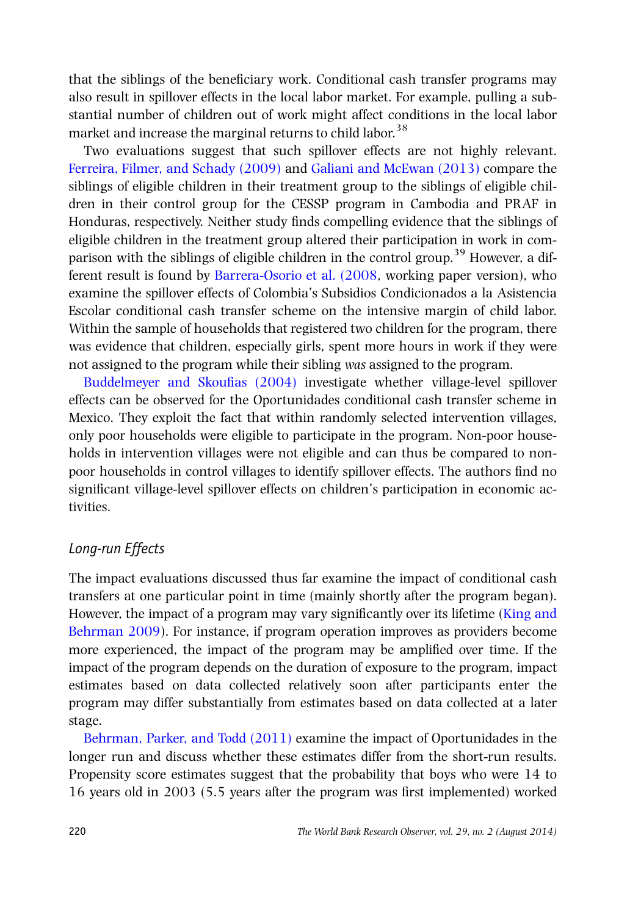that the siblings of the beneficiary work. Conditional cash transfer programs may also result in spillover effects in the local labor market. For example, pulling a substantial number of children out of work might affect conditions in the local labor market and increase the marginal returns to child labor.[38]

Two evaluations suggest that such spillover effects are not highly relevant. Ferreira, Filmer, and Schady (2009) and Galiani and McEwan (2013) compare the siblings of eligible children in their treatment group to the siblings of eligible children in their control group for the CESSP program in Cambodia and PRAF in Honduras, respectively. Neither study finds compelling evidence that the siblings of eligible children in the treatment group altered their participation in work in comparison with the siblings of eligible children in the control group.[39] However, a different result is found by Barrera-Osorio et al. (2008, working paper version), who examine the spillover effects of Colombia's Subsidios Condicionados a la Asistencia Escolar conditional cash transfer scheme on the intensive margin of child labor. Within the sample of households that registered two children for the program, there was evidence that children, especially girls, spent more hours in work if they were not assigned to the program while their sibling *was* assigned to the program.

Buddelmeyer and Skoufias (2004) investigate whether village-level spillover effects can be observed for the Oportunidades conditional cash transfer scheme in Mexico. They exploit the fact that within randomly selected intervention villages, only poor households were eligible to participate in the program. Non-poor households in intervention villages were not eligible and can thus be compared to non-poor households in control villages to identify spillover effects. The authors find no significant village-level spillover effects on children's participation in economic activities.

### *Long-run Effects*

The impact evaluations discussed thus far examine the impact of conditional cash transfers at one particular point in time (mainly shortly after the program began). However, the impact of a program may vary significantly over its lifetime (King and Behrman 2009). For instance, if program operation improves as providers become more experienced, the impact of the program may be amplified over time. If the impact of the program depends on the duration of exposure to the program, impact estimates based on data collected relatively soon after participants enter the program may differ substantially from estimates based on data collected at a later stage.

Behrman, Parker, and Todd (2011) examine the impact of Oportunidades in the longer run and discuss whether these estimates differ from the short-run results. Propensity score estimates suggest that the probability that boys who were 14 to 16 years old in 2003 (5.5 years after the program was first implemented) worked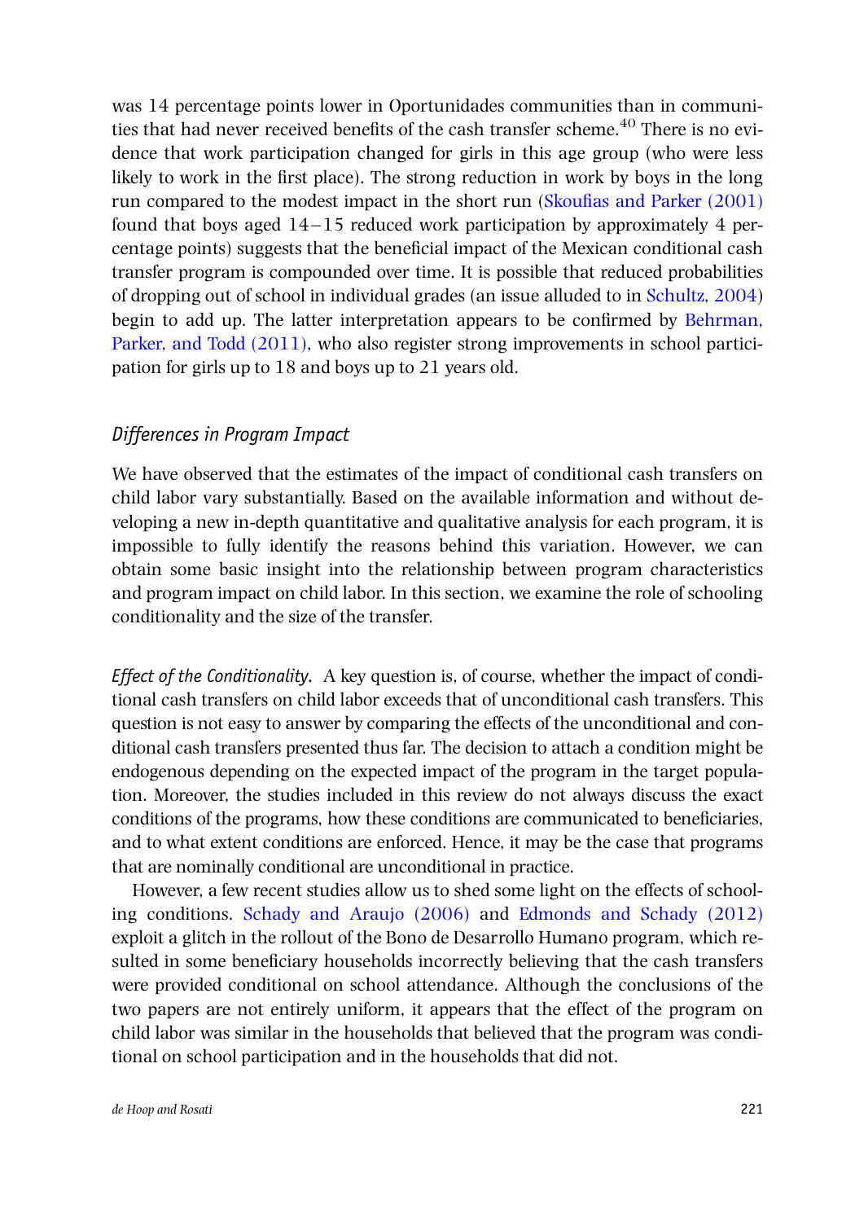was 14 percentage points lower in Oportunidades communities than in communities that had never received benefits of the cash transfer scheme.[40] There is no evidence that work participation changed for girls in this age group (who were less likely to work in the first place). The strong reduction in work by boys in the long run compared to the modest impact in the short run (Skoufias and Parker (2001) found that boys aged 14–15 reduced work participation by approximately 4 percentage points) suggests that the beneficial impact of the Mexican conditional cash transfer program is compounded over time. It is possible that reduced probabilities of dropping out of school in individual grades (an issue alluded to in Schultz, 2004) begin to add up. The latter interpretation appears to be confirmed by Behrman, Parker, and Todd (2011), who also register strong improvements in school participation for girls up to 18 and boys up to 21 years old.

### *Differences in Program Impact*

We have observed that the estimates of the impact of conditional cash transfers on child labor vary substantially. Based on the available information and without developing a new in-depth quantitative and qualitative analysis for each program, it is impossible to fully identify the reasons behind this variation. However, we can obtain some basic insight into the relationship between program characteristics and program impact on child labor. In this section, we examine the role of schooling conditionality and the size of the transfer.

*Effect of the Conditionality.* A key question is, of course, whether the impact of conditional cash transfers on child labor exceeds that of unconditional cash transfers. This question is not easy to answer by comparing the effects of the unconditional and conditional cash transfers presented thus far. The decision to attach a condition might be endogenous depending on the expected impact of the program in the target population. Moreover, the studies included in this review do not always discuss the exact conditions of the programs, how these conditions are communicated to beneficiaries, and to what extent conditions are enforced. Hence, it may be the case that programs that are nominally conditional are unconditional in practice.

However, a few recent studies allow us to shed some light on the effects of schooling conditions. Schady and Araujo (2006) and Edmonds and Schady (2012) exploit a glitch in the rollout of the Bono de Desarrollo Humano program, which resulted in some beneficiary households incorrectly believing that the cash transfers were provided conditional on school attendance. Although the conclusions of the two papers are not entirely uniform, it appears that the effect of the program on child labor was similar in the households that believed that the program was conditional on school participation and in the households that did not.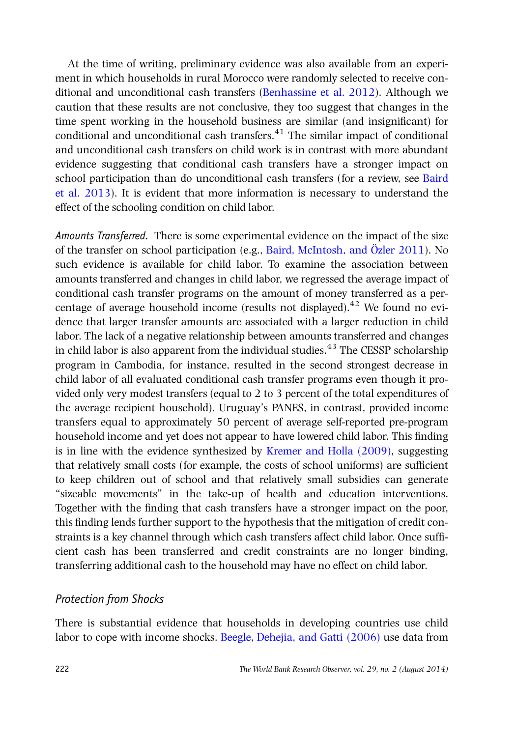At the time of writing, preliminary evidence was also available from an experiment in which households in rural Morocco were randomly selected to receive conditional and unconditional cash transfers (Benhassine et al. 2012). Although we caution that these results are not conclusive, they too suggest that changes in the time spent working in the household business are similar (and insignificant) for conditional and unconditional cash transfers.[41] The similar impact of conditional and unconditional cash transfers on child work is in contrast with more abundant evidence suggesting that conditional cash transfers have a stronger impact on school participation than do unconditional cash transfers (for a review, see Baird et al. 2013). It is evident that more information is necessary to understand the effect of the schooling condition on child labor.

*Amounts Transferred.* There is some experimental evidence on the impact of the size of the transfer on school participation (e.g., Baird, McIntosh, and Özler 2011). No such evidence is available for child labor. To examine the association between amounts transferred and changes in child labor, we regressed the average impact of conditional cash transfer programs on the amount of money transferred as a percentage of average household income (results not displayed).[42] We found no evidence that larger transfer amounts are associated with a larger reduction in child labor. The lack of a negative relationship between amounts transferred and changes in child labor is also apparent from the individual studies.[43] The CESSP scholarship program in Cambodia, for instance, resulted in the second strongest decrease in child labor of all evaluated conditional cash transfer programs even though it provided only very modest transfers (equal to 2 to 3 percent of the total expenditures of the average recipient household). Uruguay's PANES, in contrast, provided income transfers equal to approximately 50 percent of average self-reported pre-program household income and yet does not appear to have lowered child labor. This finding is in line with the evidence synthesized by Kremer and Holla (2009), suggesting that relatively small costs (for example, the costs of school uniforms) are sufficient to keep children out of school and that relatively small subsidies can generate "sizeable movements" in the take-up of health and education interventions. Together with the finding that cash transfers have a stronger impact on the poor, this finding lends further support to the hypothesis that the mitigation of credit constraints is a key channel through which cash transfers affect child labor. Once sufficient cash has been transferred and credit constraints are no longer binding, transferring additional cash to the household may have no effect on child labor.

## *Protection from Shocks*

There is substantial evidence that households in developing countries use child labor to cope with income shocks. Beegle, Dehejia, and Gatti (2006) use data from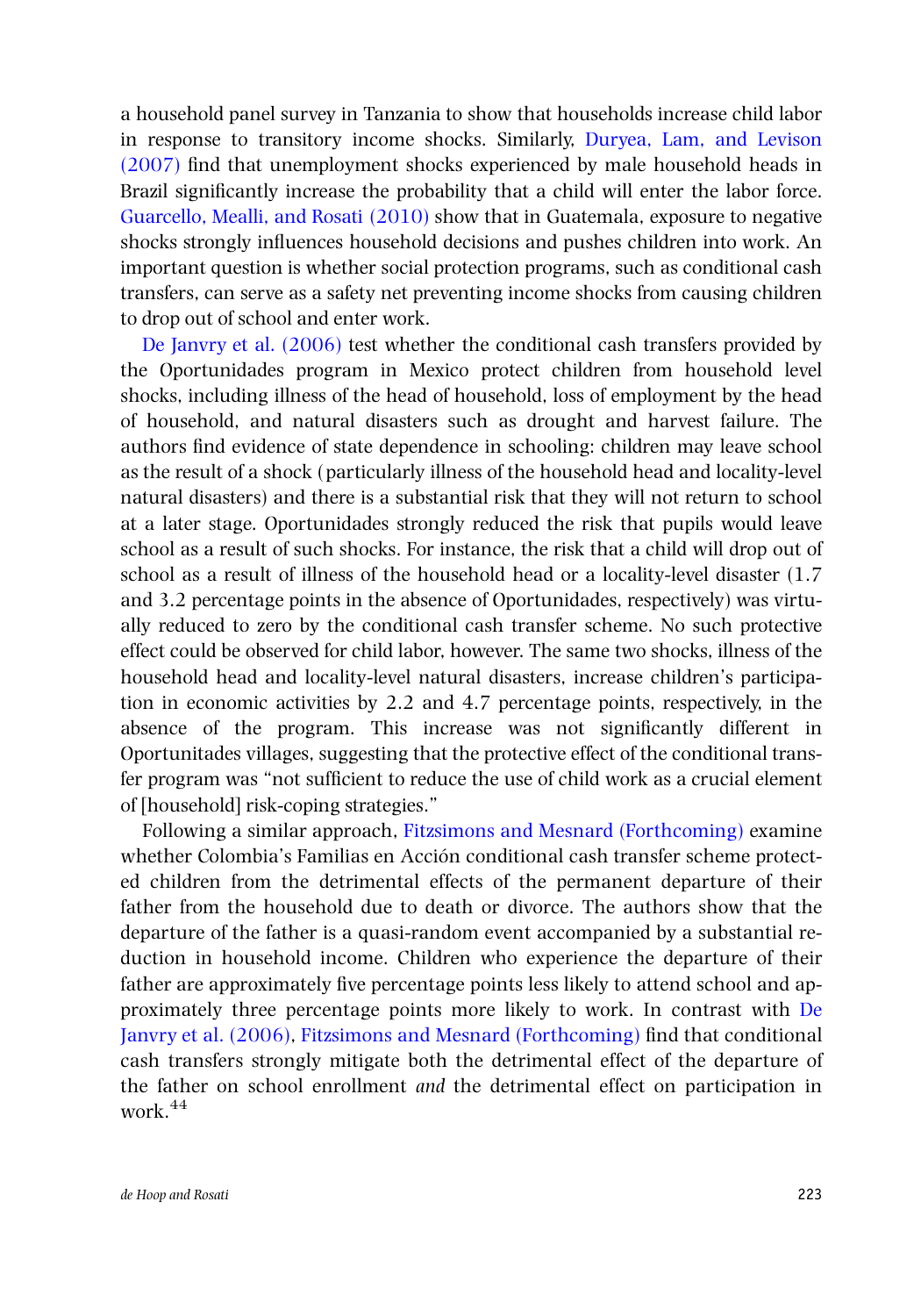a household panel survey in Tanzania to show that households increase child labor in response to transitory income shocks. Similarly, Duryea, Lam, and Levison (2007) find that unemployment shocks experienced by male household heads in Brazil significantly increase the probability that a child will enter the labor force. Guarcello, Mealli, and Rosati (2010) show that in Guatemala, exposure to negative shocks strongly influences household decisions and pushes children into work. An important question is whether social protection programs, such as conditional cash transfers, can serve as a safety net preventing income shocks from causing children to drop out of school and enter work.

De Janvry et al. (2006) test whether the conditional cash transfers provided by the Oportunidades program in Mexico protect children from household level shocks, including illness of the head of household, loss of employment by the head of household, and natural disasters such as drought and harvest failure. The authors find evidence of state dependence in schooling: children may leave school as the result of a shock (particularly illness of the household head and locality-level natural disasters) and there is a substantial risk that they will not return to school at a later stage. Oportunidades strongly reduced the risk that pupils would leave school as a result of such shocks. For instance, the risk that a child will drop out of school as a result of illness of the household head or a locality-level disaster (1.7 and 3.2 percentage points in the absence of Oportunidades, respectively) was virtually reduced to zero by the conditional cash transfer scheme. No such protective effect could be observed for child labor, however. The same two shocks, illness of the household head and locality-level natural disasters, increase children's participation in economic activities by 2.2 and 4.7 percentage points, respectively, in the absence of the program. This increase was not significantly different in Oportunitades villages, suggesting that the protective effect of the conditional transfer program was "not sufficient to reduce the use of child work as a crucial element of [household] risk-coping strategies."

Following a similar approach, Fitzsimons and Mesnard (Forthcoming) examine whether Colombia's Familias en Acción conditional cash transfer scheme protected children from the detrimental effects of the permanent departure of their father from the household due to death or divorce. The authors show that the departure of the father is a quasi-random event accompanied by a substantial reduction in household income. Children who experience the departure of their father are approximately five percentage points less likely to attend school and approximately three percentage points more likely to work. In contrast with De Janvry et al. (2006), Fitzsimons and Mesnard (Forthcoming) find that conditional cash transfers strongly mitigate both the detrimental effect of the departure of the father on school enrollment *and* the detrimental effect on participation in work.[44]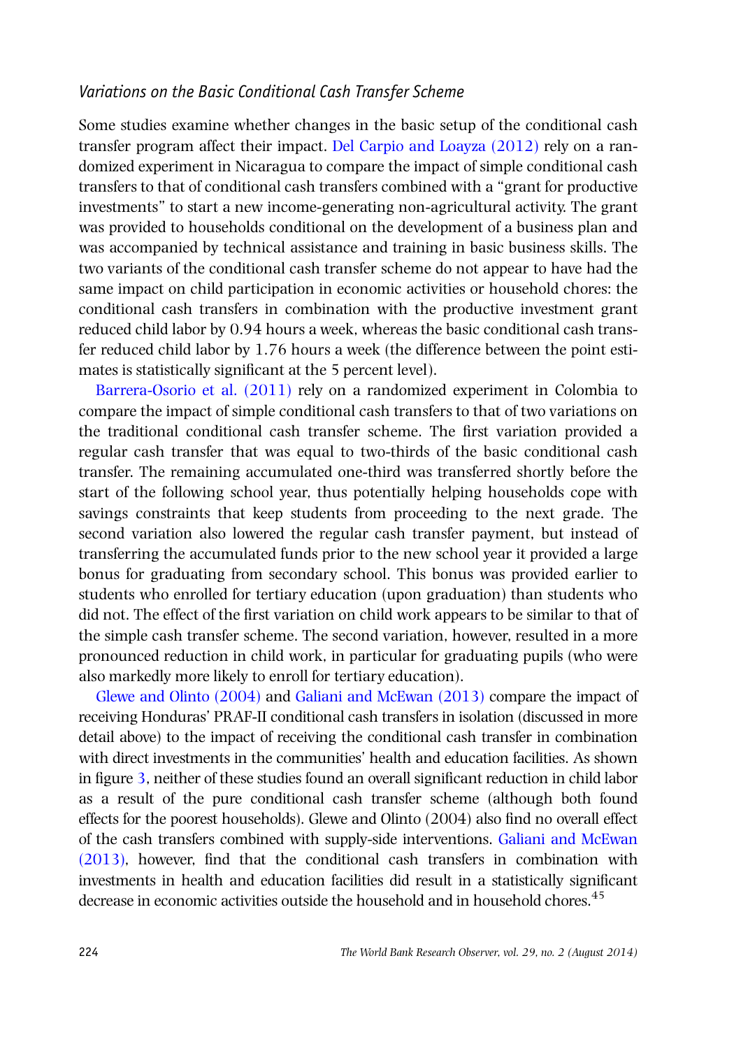### *Variations on the Basic Conditional Cash Transfer Scheme*

Some studies examine whether changes in the basic setup of the conditional cash transfer program affect their impact. Del Carpio and Loayza (2012) rely on a randomized experiment in Nicaragua to compare the impact of simple conditional cash transfers to that of conditional cash transfers combined with a "grant for productive investments" to start a new income-generating non-agricultural activity. The grant was provided to households conditional on the development of a business plan and was accompanied by technical assistance and training in basic business skills. The two variants of the conditional cash transfer scheme do not appear to have had the same impact on child participation in economic activities or household chores: the conditional cash transfers in combination with the productive investment grant reduced child labor by 0.94 hours a week, whereas the basic conditional cash transfer reduced child labor by 1.76 hours a week (the difference between the point estimates is statistically significant at the 5 percent level).

Barrera-Osorio et al. (2011) rely on a randomized experiment in Colombia to compare the impact of simple conditional cash transfers to that of two variations on the traditional conditional cash transfer scheme. The first variation provided a regular cash transfer that was equal to two-thirds of the basic conditional cash transfer. The remaining accumulated one-third was transferred shortly before the start of the following school year, thus potentially helping households cope with savings constraints that keep students from proceeding to the next grade. The second variation also lowered the regular cash transfer payment, but instead of transferring the accumulated funds prior to the new school year it provided a large bonus for graduating from secondary school. This bonus was provided earlier to students who enrolled for tertiary education (upon graduation) than students who did not. The effect of the first variation on child work appears to be similar to that of the simple cash transfer scheme. The second variation, however, resulted in a more pronounced reduction in child work, in particular for graduating pupils (who were also markedly more likely to enroll for tertiary education).

Glewe and Olinto (2004) and Galiani and McEwan (2013) compare the impact of receiving Honduras' PRAF-II conditional cash transfers in isolation (discussed in more detail above) to the impact of receiving the conditional cash transfer in combination with direct investments in the communities' health and education facilities. As shown in figure 3, neither of these studies found an overall significant reduction in child labor as a result of the pure conditional cash transfer scheme (although both found effects for the poorest households). Glewe and Olinto (2004) also find no overall effect of the cash transfers combined with supply-side interventions. Galiani and McEwan (2013), however, find that the conditional cash transfers in combination with investments in health and education facilities did result in a statistically significant decrease in economic activities outside the household and in household chores.[45]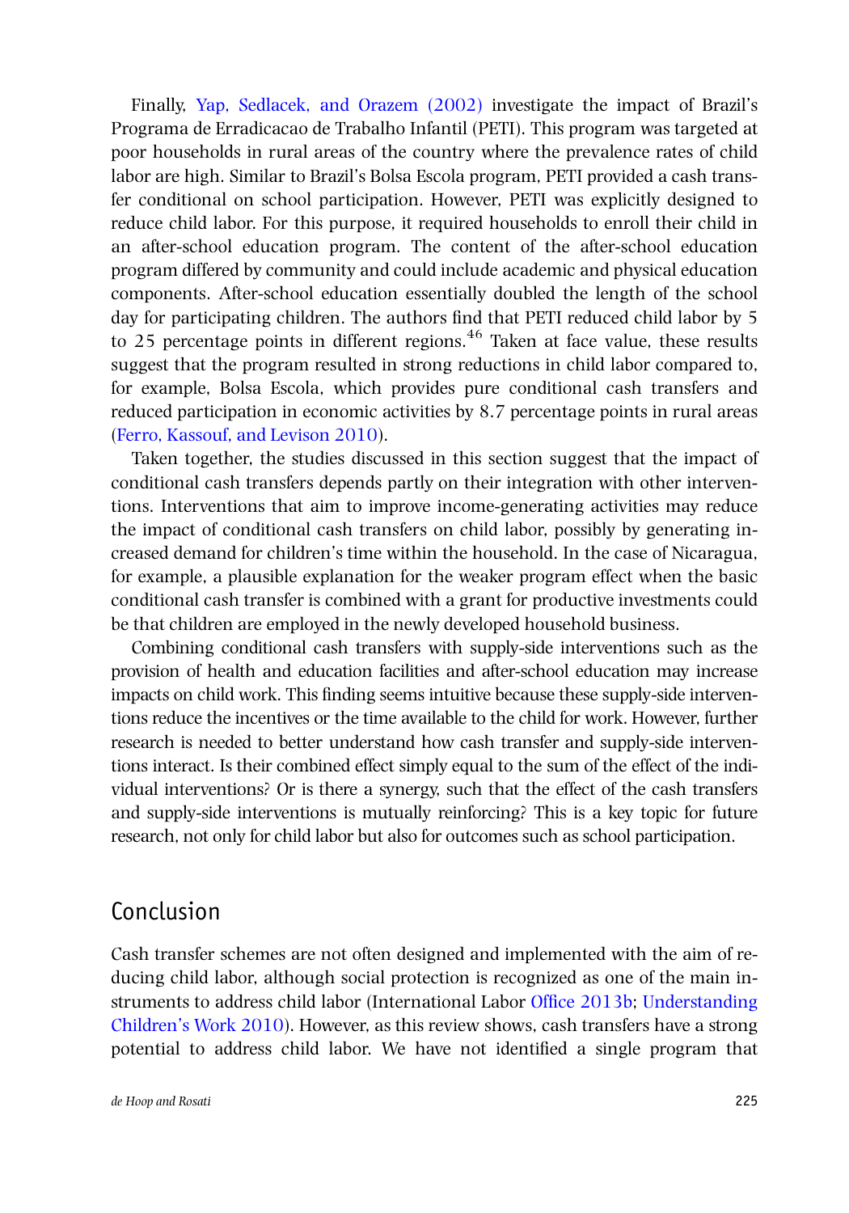Finally, Yap, Sedlacek, and Orazem (2002) investigate the impact of Brazil's Programa de Erradicacao de Trabalho Infantil (PETI). This program was targeted at poor households in rural areas of the country where the prevalence rates of child labor are high. Similar to Brazil's Bolsa Escola program, PETI provided a cash transfer conditional on school participation. However, PETI was explicitly designed to reduce child labor. For this purpose, it required households to enroll their child in an after-school education program. The content of the after-school education program differed by community and could include academic and physical education components. After-school education essentially doubled the length of the school day for participating children. The authors find that PETI reduced child labor by 5 to 25 percentage points in different regions.[46] Taken at face value, these results suggest that the program resulted in strong reductions in child labor compared to, for example, Bolsa Escola, which provides pure conditional cash transfers and reduced participation in economic activities by 8.7 percentage points in rural areas (Ferro, Kassouf, and Levison 2010).

Taken together, the studies discussed in this section suggest that the impact of conditional cash transfers depends partly on their integration with other interventions. Interventions that aim to improve income-generating activities may reduce the impact of conditional cash transfers on child labor, possibly by generating increased demand for children's time within the household. In the case of Nicaragua, for example, a plausible explanation for the weaker program effect when the basic conditional cash transfer is combined with a grant for productive investments could be that children are employed in the newly developed household business.

Combining conditional cash transfers with supply-side interventions such as the provision of health and education facilities and after-school education may increase impacts on child work. This finding seems intuitive because these supply-side interventions reduce the incentives or the time available to the child for work. However, further research is needed to better understand how cash transfer and supply-side interventions interact. Is their combined effect simply equal to the sum of the effect of the individual interventions? Or is there a synergy, such that the effect of the cash transfers and supply-side interventions is mutually reinforcing? This is a key topic for future research, not only for child labor but also for outcomes such as school participation.

## Conclusion

Cash transfer schemes are not often designed and implemented with the aim of reducing child labor, although social protection is recognized as one of the main instruments to address child labor (International Labor Office 2013b; Understanding Children's Work 2010). However, as this review shows, cash transfers have a strong potential to address child labor. We have not identified a single program that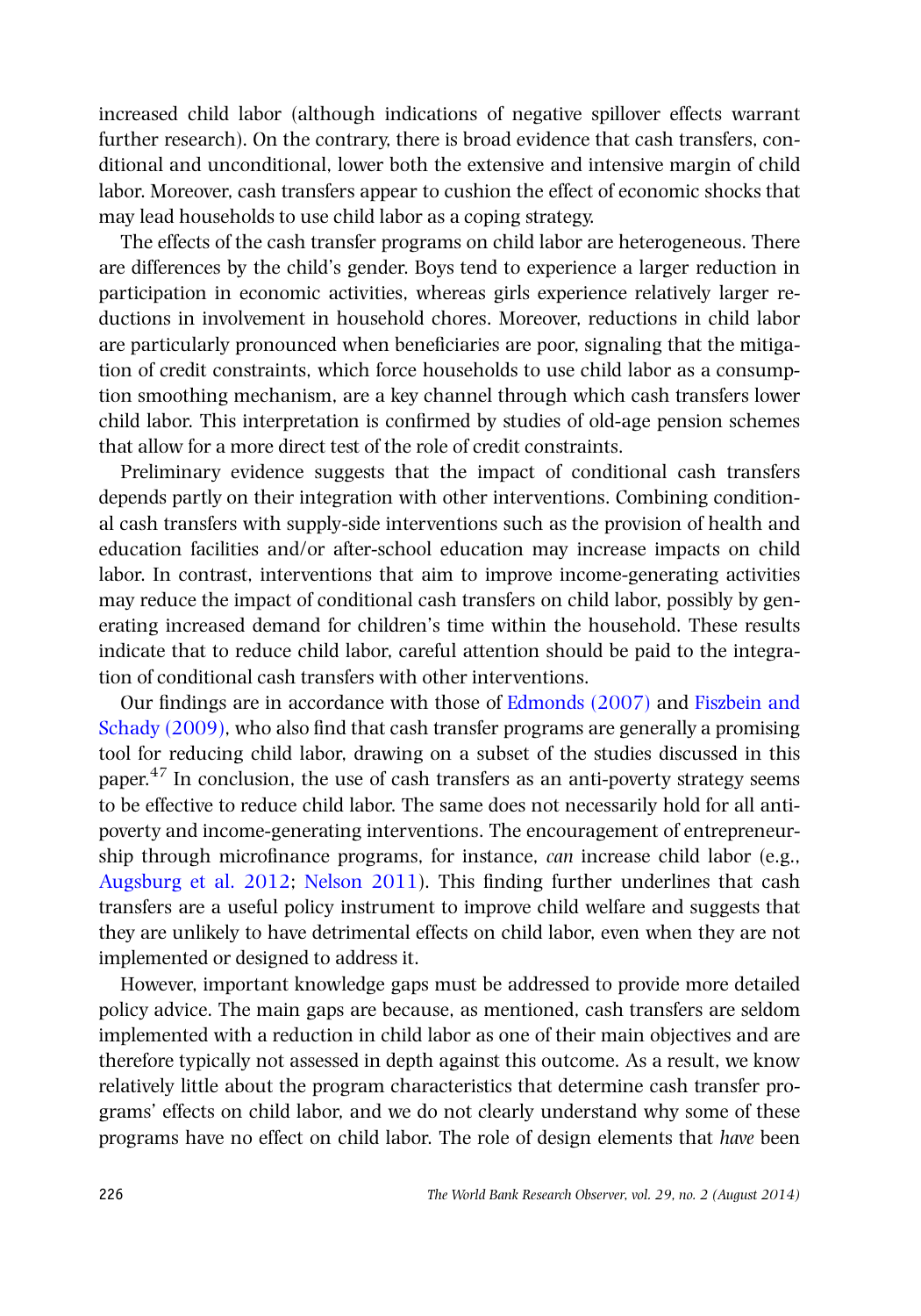increased child labor (although indications of negative spillover effects warrant further research). On the contrary, there is broad evidence that cash transfers, conditional and unconditional, lower both the extensive and intensive margin of child labor. Moreover, cash transfers appear to cushion the effect of economic shocks that may lead households to use child labor as a coping strategy.

The effects of the cash transfer programs on child labor are heterogeneous. There are differences by the child's gender. Boys tend to experience a larger reduction in participation in economic activities, whereas girls experience relatively larger reductions in involvement in household chores. Moreover, reductions in child labor are particularly pronounced when beneficiaries are poor, signaling that the mitigation of credit constraints, which force households to use child labor as a consumption smoothing mechanism, are a key channel through which cash transfers lower child labor. This interpretation is confirmed by studies of old-age pension schemes that allow for a more direct test of the role of credit constraints.

Preliminary evidence suggests that the impact of conditional cash transfers depends partly on their integration with other interventions. Combining conditional cash transfers with supply-side interventions such as the provision of health and education facilities and/or after-school education may increase impacts on child labor. In contrast, interventions that aim to improve income-generating activities may reduce the impact of conditional cash transfers on child labor, possibly by generating increased demand for children's time within the household. These results indicate that to reduce child labor, careful attention should be paid to the integration of conditional cash transfers with other interventions.

Our findings are in accordance with those of Edmonds (2007) and Fiszbein and Schady (2009), who also find that cash transfer programs are generally a promising tool for reducing child labor, drawing on a subset of the studies discussed in this paper.[47] In conclusion, the use of cash transfers as an anti-poverty strategy seems to be effective to reduce child labor. The same does not necessarily hold for all anti-poverty and income-generating interventions. The encouragement of entrepreneurship through microfinance programs, for instance, *can* increase child labor (e.g., Augsburg et al. 2012; Nelson 2011). This finding further underlines that cash transfers are a useful policy instrument to improve child welfare and suggests that they are unlikely to have detrimental effects on child labor, even when they are not implemented or designed to address it.

However, important knowledge gaps must be addressed to provide more detailed policy advice. The main gaps are because, as mentioned, cash transfers are seldom implemented with a reduction in child labor as one of their main objectives and are therefore typically not assessed in depth against this outcome. As a result, we know relatively little about the program characteristics that determine cash transfer programs' effects on child labor, and we do not clearly understand why some of these programs have no effect on child labor. The role of design elements that *have* been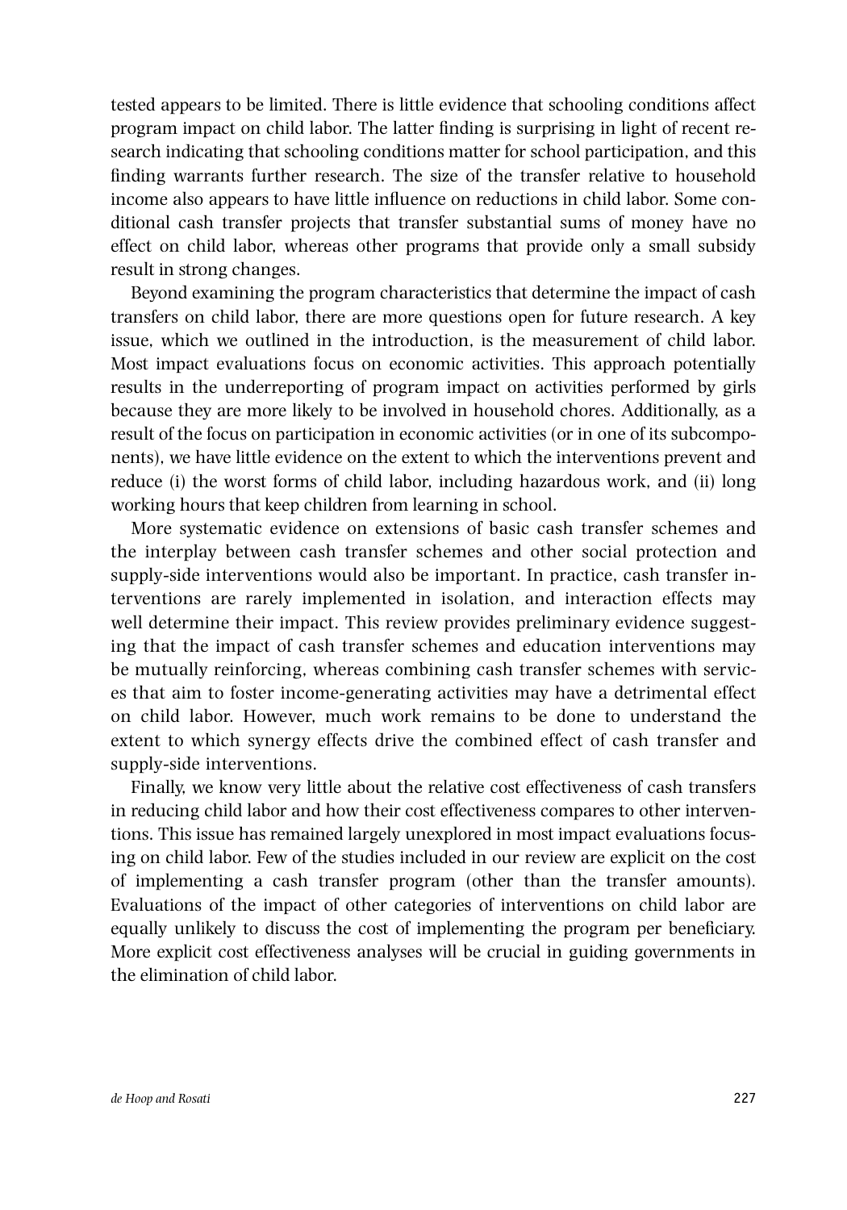tested appears to be limited. There is little evidence that schooling conditions affect program impact on child labor. The latter finding is surprising in light of recent research indicating that schooling conditions matter for school participation, and this finding warrants further research. The size of the transfer relative to household income also appears to have little influence on reductions in child labor. Some conditional cash transfer projects that transfer substantial sums of money have no effect on child labor, whereas other programs that provide only a small subsidy result in strong changes.

Beyond examining the program characteristics that determine the impact of cash transfers on child labor, there are more questions open for future research. A key issue, which we outlined in the introduction, is the measurement of child labor. Most impact evaluations focus on economic activities. This approach potentially results in the underreporting of program impact on activities performed by girls because they are more likely to be involved in household chores. Additionally, as a result of the focus on participation in economic activities (or in one of its subcomponents), we have little evidence on the extent to which the interventions prevent and reduce (i) the worst forms of child labor, including hazardous work, and (ii) long working hours that keep children from learning in school.

More systematic evidence on extensions of basic cash transfer schemes and the interplay between cash transfer schemes and other social protection and supply-side interventions would also be important. In practice, cash transfer interventions are rarely implemented in isolation, and interaction effects may well determine their impact. This review provides preliminary evidence suggesting that the impact of cash transfer schemes and education interventions may be mutually reinforcing, whereas combining cash transfer schemes with services that aim to foster income-generating activities may have a detrimental effect on child labor. However, much work remains to be done to understand the extent to which synergy effects drive the combined effect of cash transfer and supply-side interventions.

Finally, we know very little about the relative cost effectiveness of cash transfers in reducing child labor and how their cost effectiveness compares to other interventions. This issue has remained largely unexplored in most impact evaluations focusing on child labor. Few of the studies included in our review are explicit on the cost of implementing a cash transfer program (other than the transfer amounts). Evaluations of the impact of other categories of interventions on child labor are equally unlikely to discuss the cost of implementing the program per beneficiary. More explicit cost effectiveness analyses will be crucial in guiding governments in the elimination of child labor.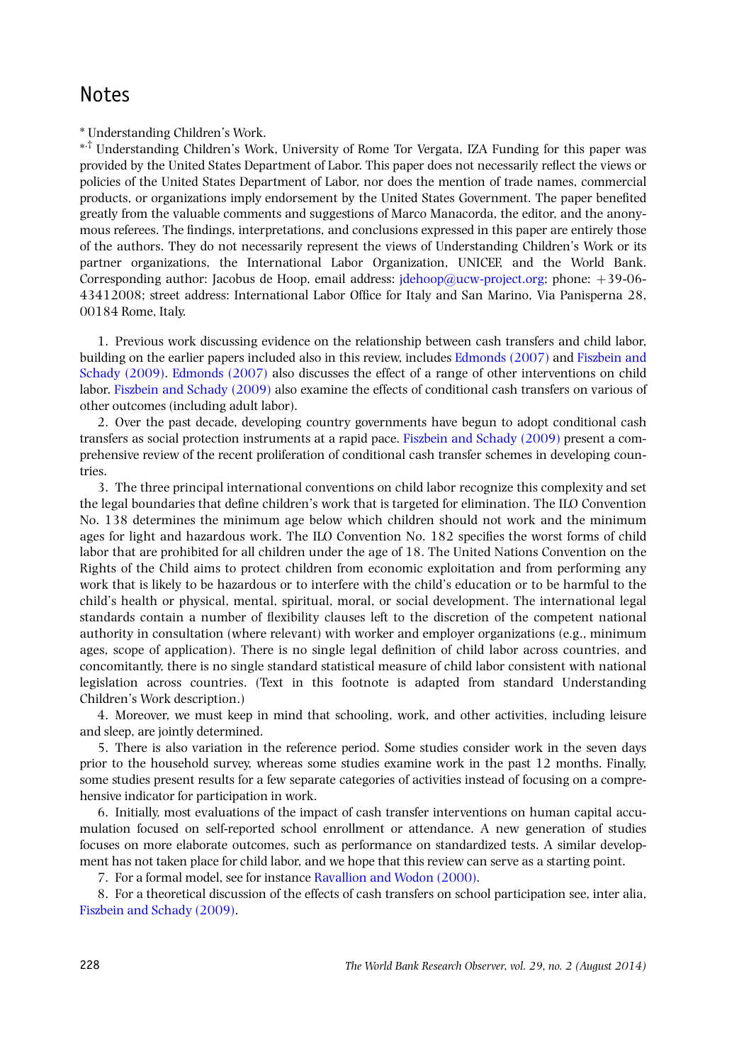# Notes

* Understanding Children's Work.

*,† Understanding Children's Work, University of Rome Tor Vergata, IZA Funding for this paper was provided by the United States Department of Labor. This paper does not necessarily reflect the views or policies of the United States Department of Labor, nor does the mention of trade names, commercial products, or organizations imply endorsement by the United States Government. The paper benefited greatly from the valuable comments and suggestions of Marco Manacorda, the editor, and the anonymous referees. The findings, interpretations, and conclusions expressed in this paper are entirely those of the authors. They do not necessarily represent the views of Understanding Children's Work or its partner organizations, the International Labor Organization, UNICEF, and the World Bank. Corresponding author: Jacobus de Hoop, email address: jdehoop@ucw-project.org; phone: +39-06-43412008; street address: International Labor Office for Italy and San Marino, Via Panisperna 28, 00184 Rome, Italy.

1. Previous work discussing evidence on the relationship between cash transfers and child labor, building on the earlier papers included also in this review, includes Edmonds (2007) and Fiszbein and Schady (2009). Edmonds (2007) also discusses the effect of a range of other interventions on child labor. Fiszbein and Schady (2009) also examine the effects of conditional cash transfers on various of other outcomes (including adult labor).

2. Over the past decade, developing country governments have begun to adopt conditional cash transfers as social protection instruments at a rapid pace. Fiszbein and Schady (2009) present a comprehensive review of the recent proliferation of conditional cash transfer schemes in developing countries.

3. The three principal international conventions on child labor recognize this complexity and set the legal boundaries that define children's work that is targeted for elimination. The ILO Convention No. 138 determines the minimum age below which children should not work and the minimum ages for light and hazardous work. The ILO Convention No. 182 specifies the worst forms of child labor that are prohibited for all children under the age of 18. The United Nations Convention on the Rights of the Child aims to protect children from economic exploitation and from performing any work that is likely to be hazardous or to interfere with the child's education or to be harmful to the child's health or physical, mental, spiritual, moral, or social development. The international legal standards contain a number of flexibility clauses left to the discretion of the competent national authority in consultation (where relevant) with worker and employer organizations (e.g., minimum ages, scope of application). There is no single legal definition of child labor across countries, and concomitantly, there is no single standard statistical measure of child labor consistent with national legislation across countries. (Text in this footnote is adapted from standard Understanding Children's Work description.)

4. Moreover, we must keep in mind that schooling, work, and other activities, including leisure and sleep, are jointly determined.

5. There is also variation in the reference period. Some studies consider work in the seven days prior to the household survey, whereas some studies examine work in the past 12 months. Finally, some studies present results for a few separate categories of activities instead of focusing on a comprehensive indicator for participation in work.

6. Initially, most evaluations of the impact of cash transfer interventions on human capital accumulation focused on self-reported school enrollment or attendance. A new generation of studies focuses on more elaborate outcomes, such as performance on standardized tests. A similar development has not taken place for child labor, and we hope that this review can serve as a starting point.

7. For a formal model, see for instance Ravallion and Wodon (2000).

8. For a theoretical discussion of the effects of cash transfers on school participation see, inter alia, Fiszbein and Schady (2009).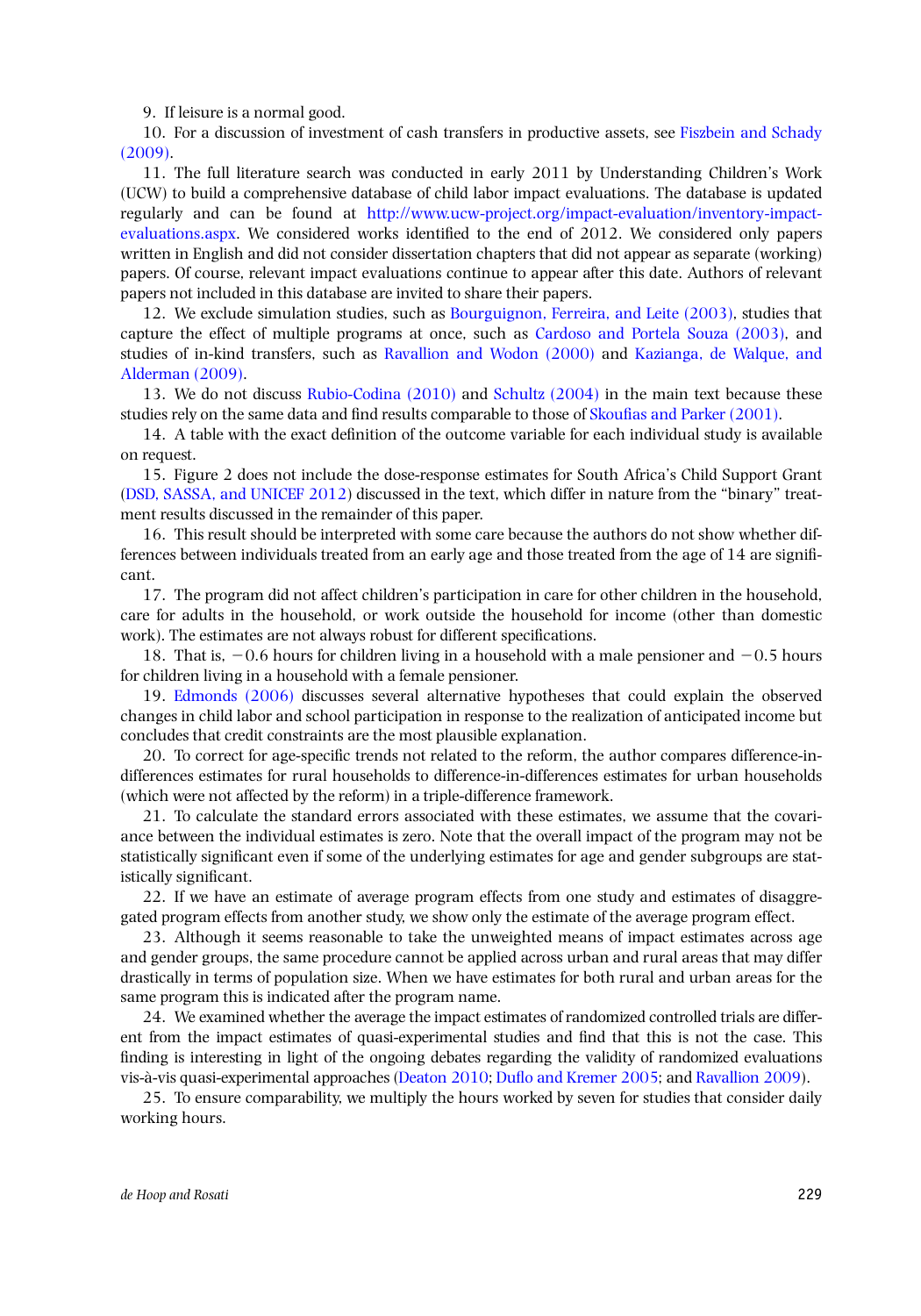9. If leisure is a normal good.

10. For a discussion of investment of cash transfers in productive assets, see Fiszbein and Schady (2009).

11. The full literature search was conducted in early 2011 by Understanding Children's Work (UCW) to build a comprehensive database of child labor impact evaluations. The database is updated regularly and can be found at http://www.ucw-project.org/impact-evaluation/inventory-impact-evaluations.aspx. We considered works identified to the end of 2012. We considered only papers written in English and did not consider dissertation chapters that did not appear as separate (working) papers. Of course, relevant impact evaluations continue to appear after this date. Authors of relevant papers not included in this database are invited to share their papers.

12. We exclude simulation studies, such as Bourguignon, Ferreira, and Leite (2003), studies that capture the effect of multiple programs at once, such as Cardoso and Portela Souza (2003), and studies of in-kind transfers, such as Ravallion and Wodon (2000) and Kazianga, de Walque, and Alderman (2009).

13. We do not discuss Rubio-Codina (2010) and Schultz (2004) in the main text because these studies rely on the same data and find results comparable to those of Skoufias and Parker (2001).

14. A table with the exact definition of the outcome variable for each individual study is available on request.

15. Figure 2 does not include the dose-response estimates for South Africa's Child Support Grant (DSD, SASSA, and UNICEF 2012) discussed in the text, which differ in nature from the "binary" treatment results discussed in the remainder of this paper.

16. This result should be interpreted with some care because the authors do not show whether differences between individuals treated from an early age and those treated from the age of 14 are significant.

17. The program did not affect children's participation in care for other children in the household, care for adults in the household, or work outside the household for income (other than domestic work). The estimates are not always robust for different specifications.

18. That is, $-0.6$ hours for children living in a household with a male pensioner and $-0.5$ hours for children living in a household with a female pensioner.

19. Edmonds (2006) discusses several alternative hypotheses that could explain the observed changes in child labor and school participation in response to the realization of anticipated income but concludes that credit constraints are the most plausible explanation.

20. To correct for age-specific trends not related to the reform, the author compares difference-in-differences estimates for rural households to difference-in-differences estimates for urban households (which were not affected by the reform) in a triple-difference framework.

21. To calculate the standard errors associated with these estimates, we assume that the covariance between the individual estimates is zero. Note that the overall impact of the program may not be statistically significant even if some of the underlying estimates for age and gender subgroups are statistically significant.

22. If we have an estimate of average program effects from one study and estimates of disaggregated program effects from another study, we show only the estimate of the average program effect.

23. Although it seems reasonable to take the unweighted means of impact estimates across age and gender groups, the same procedure cannot be applied across urban and rural areas that may differ drastically in terms of population size. When we have estimates for both rural and urban areas for the same program this is indicated after the program name.

24. We examined whether the average the impact estimates of randomized controlled trials are different from the impact estimates of quasi-experimental studies and find that this is not the case. This finding is interesting in light of the ongoing debates regarding the validity of randomized evaluations vis-à-vis quasi-experimental approaches (Deaton 2010; Duflo and Kremer 2005; and Ravallion 2009).

25. To ensure comparability, we multiply the hours worked by seven for studies that consider daily working hours.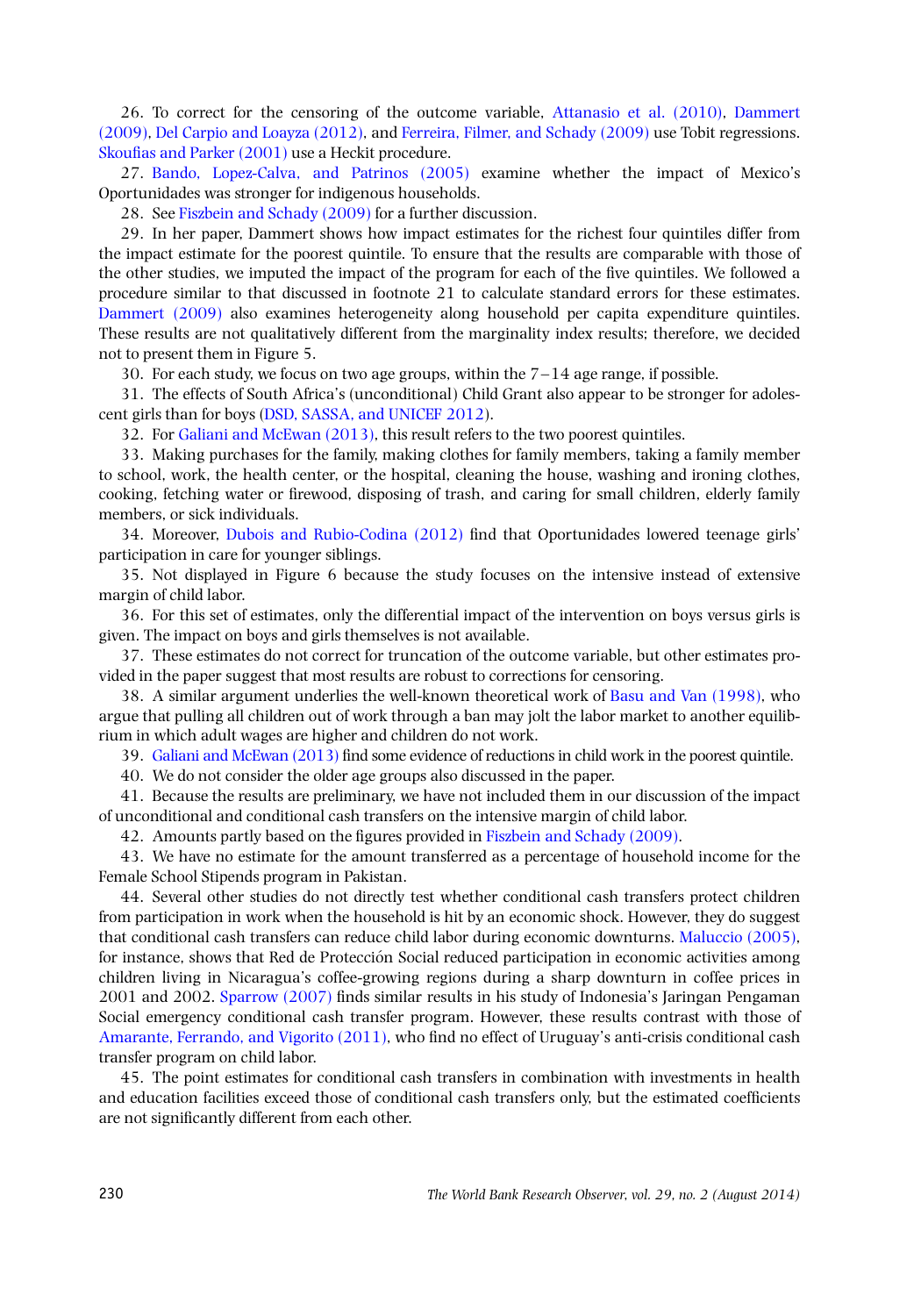26. To correct for the censoring of the outcome variable, Attanasio et al. (2010), Dammert (2009), Del Carpio and Loayza (2012), and Ferreira, Filmer, and Schady (2009) use Tobit regressions. Skoufias and Parker (2001) use a Heckit procedure.

27. Bando, Lopez-Calva, and Patrinos (2005) examine whether the impact of Mexico's Oportunidades was stronger for indigenous households.

28. See Fiszbein and Schady (2009) for a further discussion.

29. In her paper, Dammert shows how impact estimates for the richest four quintiles differ from the impact estimate for the poorest quintile. To ensure that the results are comparable with those of the other studies, we imputed the impact of the program for each of the five quintiles. We followed a procedure similar to that discussed in footnote 21 to calculate standard errors for these estimates. Dammert (2009) also examines heterogeneity along household per capita expenditure quintiles. These results are not qualitatively different from the marginality index results; therefore, we decided not to present them in Figure 5.

30. For each study, we focus on two age groups, within the 7–14 age range, if possible.

31. The effects of South Africa's (unconditional) Child Grant also appear to be stronger for adolescent girls than for boys (DSD, SASSA, and UNICEF 2012).

32. For Galiani and McEwan (2013), this result refers to the two poorest quintiles.

33. Making purchases for the family, making clothes for family members, taking a family member to school, work, the health center, or the hospital, cleaning the house, washing and ironing clothes, cooking, fetching water or firewood, disposing of trash, and caring for small children, elderly family members, or sick individuals.

34. Moreover, Dubois and Rubio-Codina (2012) find that Oportunidades lowered teenage girls' participation in care for younger siblings.

35. Not displayed in Figure 6 because the study focuses on the intensive instead of extensive margin of child labor.

36. For this set of estimates, only the differential impact of the intervention on boys versus girls is given. The impact on boys and girls themselves is not available.

37. These estimates do not correct for truncation of the outcome variable, but other estimates provided in the paper suggest that most results are robust to corrections for censoring.

38. A similar argument underlies the well-known theoretical work of Basu and Van (1998), who argue that pulling all children out of work through a ban may jolt the labor market to another equilibrium in which adult wages are higher and children do not work.

39. Galiani and McEwan (2013) find some evidence of reductions in child work in the poorest quintile.

40. We do not consider the older age groups also discussed in the paper.

41. Because the results are preliminary, we have not included them in our discussion of the impact of unconditional and conditional cash transfers on the intensive margin of child labor.

42. Amounts partly based on the figures provided in Fiszbein and Schady (2009).

43. We have no estimate for the amount transferred as a percentage of household income for the Female School Stipends program in Pakistan.

44. Several other studies do not directly test whether conditional cash transfers protect children from participation in work when the household is hit by an economic shock. However, they do suggest that conditional cash transfers can reduce child labor during economic downturns. Maluccio (2005), for instance, shows that Red de Protección Social reduced participation in economic activities among children living in Nicaragua's coffee-growing regions during a sharp downturn in coffee prices in 2001 and 2002. Sparrow (2007) finds similar results in his study of Indonesia's Jaringan Pengaman Social emergency conditional cash transfer program. However, these results contrast with those of Amarante, Ferrando, and Vigorito (2011), who find no effect of Uruguay's anti-crisis conditional cash transfer program on child labor.

45. The point estimates for conditional cash transfers in combination with investments in health and education facilities exceed those of conditional cash transfers only, but the estimated coefficients are not significantly different from each other.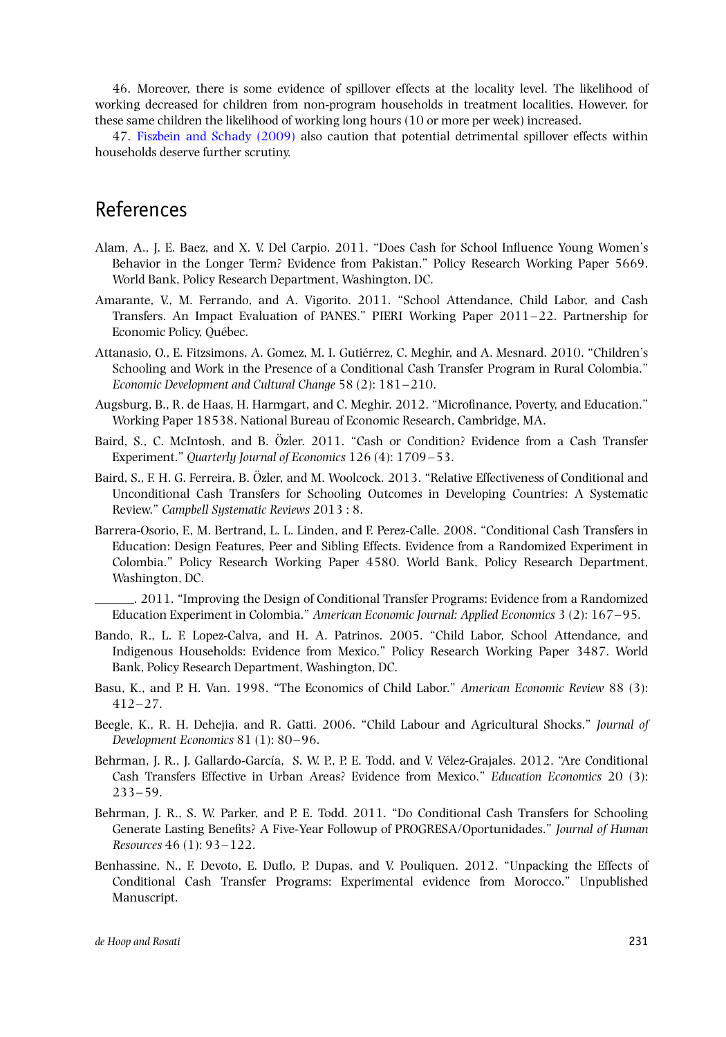46. Moreover, there is some evidence of spillover effects at the locality level. The likelihood of working decreased for children from non-program households in treatment localities. However, for these same children the likelihood of working long hours (10 or more per week) increased.

47. Fiszbein and Schady (2009) also caution that potential detrimental spillover effects within households deserve further scrutiny.

## References

Alam, A., J. E. Baez, and X. V. Del Carpio. 2011. "Does Cash for School Influence Young Women's Behavior in the Longer Term? Evidence from Pakistan." Policy Research Working Paper 5669. World Bank, Policy Research Department, Washington, DC.

Amarante, V., M. Ferrando, and A. Vigorito. 2011. "School Attendance, Child Labor, and Cash Transfers. An Impact Evaluation of PANES." PIERI Working Paper 2011–22. Partnership for Economic Policy, Québec.

Attanasio, O., E. Fitzsimons, A. Gomez, M. I. Gutiérrez, C. Meghir, and A. Mesnard. 2010. "Children's Schooling and Work in the Presence of a Conditional Cash Transfer Program in Rural Colombia." *Economic Development and Cultural Change* 58 (2): 181–210.

Augsburg, B., R. de Haas, H. Harmgart, and C. Meghir. 2012. "Microfinance, Poverty, and Education." Working Paper 18538. National Bureau of Economic Research, Cambridge, MA.

Baird, S., C. McIntosh, and B. Özler. 2011. "Cash or Condition? Evidence from a Cash Transfer Experiment." *Quarterly Journal of Economics* 126 (4): 1709–53.

Baird, S., F. H. G. Ferreira, B. Özler, and M. Woolcock. 2013. "Relative Effectiveness of Conditional and Unconditional Cash Transfers for Schooling Outcomes in Developing Countries: A Systematic Review." *Campbell Systematic Reviews* 2013 : 8.

Barrera-Osorio, F., M. Bertrand, L. L. Linden, and F. Perez-Calle. 2008. "Conditional Cash Transfers in Education: Design Features, Peer and Sibling Effects. Evidence from a Randomized Experiment in Colombia." Policy Research Working Paper 4580. World Bank, Policy Research Department, Washington, DC.

———. 2011. "Improving the Design of Conditional Transfer Programs: Evidence from a Randomized Education Experiment in Colombia." *American Economic Journal: Applied Economics* 3 (2): 167–95.

Bando, R., L. F. Lopez-Calva, and H. A. Patrinos. 2005. "Child Labor, School Attendance, and Indigenous Households: Evidence from Mexico." Policy Research Working Paper 3487. World Bank, Policy Research Department, Washington, DC.

Basu, K., and P. H. Van. 1998. "The Economics of Child Labor." *American Economic Review* 88 (3): 412–27.

Beegle, K., R. H. Dehejia, and R. Gatti. 2006. "Child Labour and Agricultural Shocks." *Journal of Development Economics* 81 (1): 80–96.

Behrman, J. R., J. Gallardo-García, S. W. P., P. E. Todd, and V. Vélez-Grajales. 2012. "Are Conditional Cash Transfers Effective in Urban Areas? Evidence from Mexico." *Education Economics* 20 (3): 233–59.

Behrman, J. R., S. W. Parker, and P. E. Todd. 2011. "Do Conditional Cash Transfers for Schooling Generate Lasting Benefits? A Five-Year Followup of PROGRESA/Oportunidades." *Journal of Human Resources* 46 (1): 93–122.

Benhassine, N., F. Devoto, E. Duflo, P. Dupas, and V. Pouliquen. 2012. "Unpacking the Effects of Conditional Cash Transfer Programs: Experimental evidence from Morocco." Unpublished Manuscript.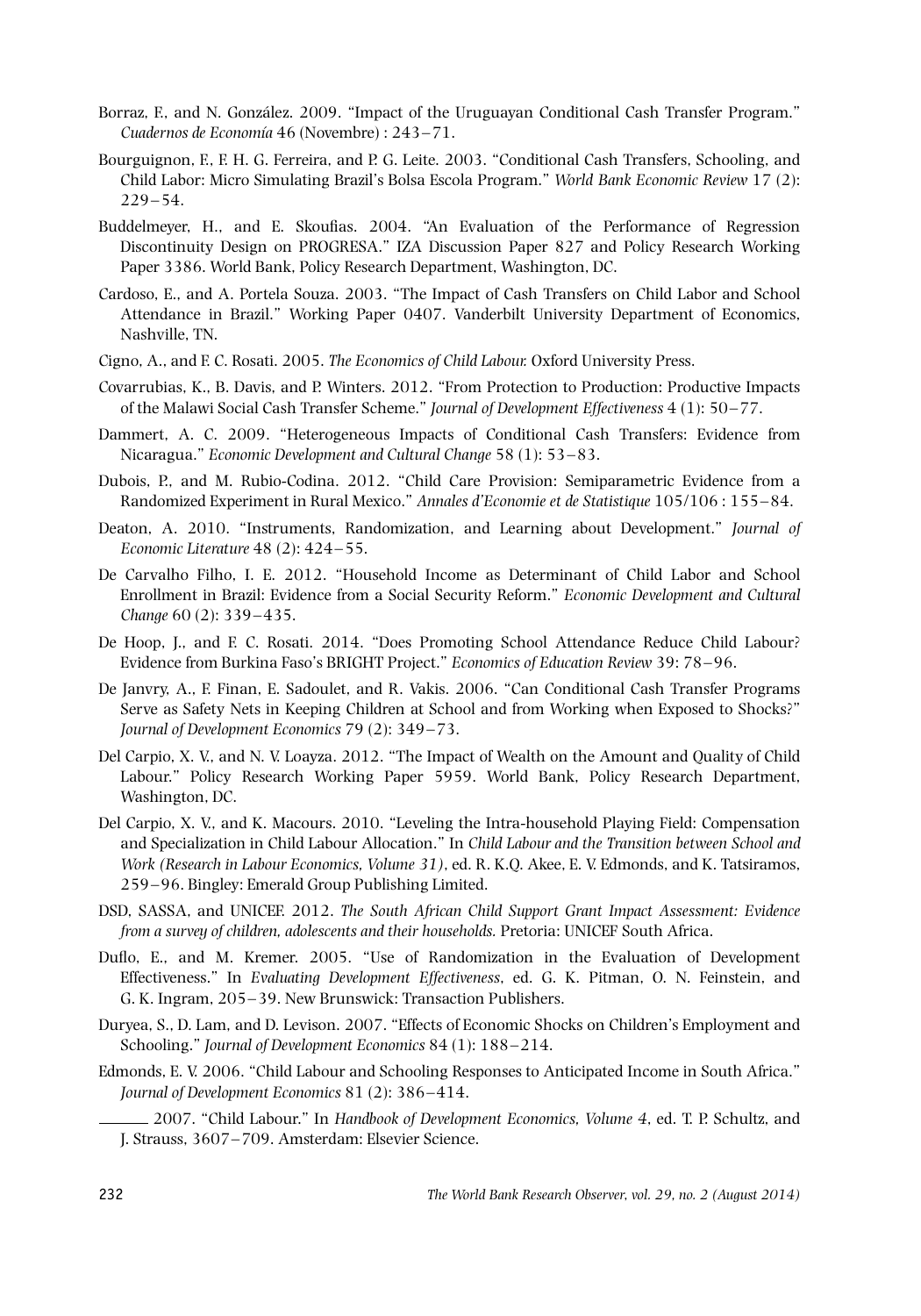Borraz, F., and N. González. 2009. "Impact of the Uruguayan Conditional Cash Transfer Program." *Cuadernos de Economía* 46 (Novembre) : 243–71.

Bourguignon, F., F. H. G. Ferreira, and P. G. Leite. 2003. "Conditional Cash Transfers, Schooling, and Child Labor: Micro Simulating Brazil's Bolsa Escola Program." *World Bank Economic Review* 17 (2): 229–54.

Buddelmeyer, H., and E. Skoufias. 2004. "An Evaluation of the Performance of Regression Discontinuity Design on PROGRESA." IZA Discussion Paper 827 and Policy Research Working Paper 3386. World Bank, Policy Research Department, Washington, DC.

Cardoso, E., and A. Portela Souza. 2003. "The Impact of Cash Transfers on Child Labor and School Attendance in Brazil." Working Paper 0407. Vanderbilt University Department of Economics, Nashville, TN.

Cigno, A., and F. C. Rosati. 2005. *The Economics of Child Labour.* Oxford University Press.

Covarrubias, K., B. Davis, and P. Winters. 2012. "From Protection to Production: Productive Impacts of the Malawi Social Cash Transfer Scheme." *Journal of Development Effectiveness* 4 (1): 50–77.

Dammert, A. C. 2009. "Heterogeneous Impacts of Conditional Cash Transfers: Evidence from Nicaragua." *Economic Development and Cultural Change* 58 (1): 53–83.

Dubois, P., and M. Rubio-Codina. 2012. "Child Care Provision: Semiparametric Evidence from a Randomized Experiment in Rural Mexico." *Annales d'Economie et de Statistique* 105/106 : 155–84.

Deaton, A. 2010. "Instruments, Randomization, and Learning about Development." *Journal of Economic Literature* 48 (2): 424–55.

De Carvalho Filho, I. E. 2012. "Household Income as Determinant of Child Labor and School Enrollment in Brazil: Evidence from a Social Security Reform." *Economic Development and Cultural Change* 60 (2): 339–435.

De Hoop, J., and F. C. Rosati. 2014. "Does Promoting School Attendance Reduce Child Labour? Evidence from Burkina Faso's BRIGHT Project." *Economics of Education Review* 39: 78–96.

De Janvry, A., F. Finan, E. Sadoulet, and R. Vakis. 2006. "Can Conditional Cash Transfer Programs Serve as Safety Nets in Keeping Children at School and from Working when Exposed to Shocks?" *Journal of Development Economics* 79 (2): 349–73.

Del Carpio, X. V., and N. V. Loayza. 2012. "The Impact of Wealth on the Amount and Quality of Child Labour." Policy Research Working Paper 5959. World Bank, Policy Research Department, Washington, DC.

Del Carpio, X. V., and K. Macours. 2010. "Leveling the Intra-household Playing Field: Compensation and Specialization in Child Labour Allocation." In *Child Labour and the Transition between School and Work (Research in Labour Economics, Volume 31)*, ed. R. K.Q. Akee, E. V. Edmonds, and K. Tatsiramos, 259–96. Bingley: Emerald Group Publishing Limited.

DSD, SASSA, and UNICEF. 2012. *The South African Child Support Grant Impact Assessment: Evidence from a survey of children, adolescents and their households.* Pretoria: UNICEF South Africa.

Duflo, E., and M. Kremer. 2005. "Use of Randomization in the Evaluation of Development Effectiveness." In *Evaluating Development Effectiveness*, ed. G. K. Pitman, O. N. Feinstein, and G. K. Ingram, 205–39. New Brunswick: Transaction Publishers.

Duryea, S., D. Lam, and D. Levison. 2007. "Effects of Economic Shocks on Children's Employment and Schooling." *Journal of Development Economics* 84 (1): 188–214.

Edmonds, E. V. 2006. "Child Labour and Schooling Responses to Anticipated Income in South Africa." *Journal of Development Economics* 81 (2): 386–414.

——— 2007. "Child Labour." In *Handbook of Development Economics, Volume 4*, ed. T. P. Schultz, and J. Strauss, 3607–709. Amsterdam: Elsevier Science.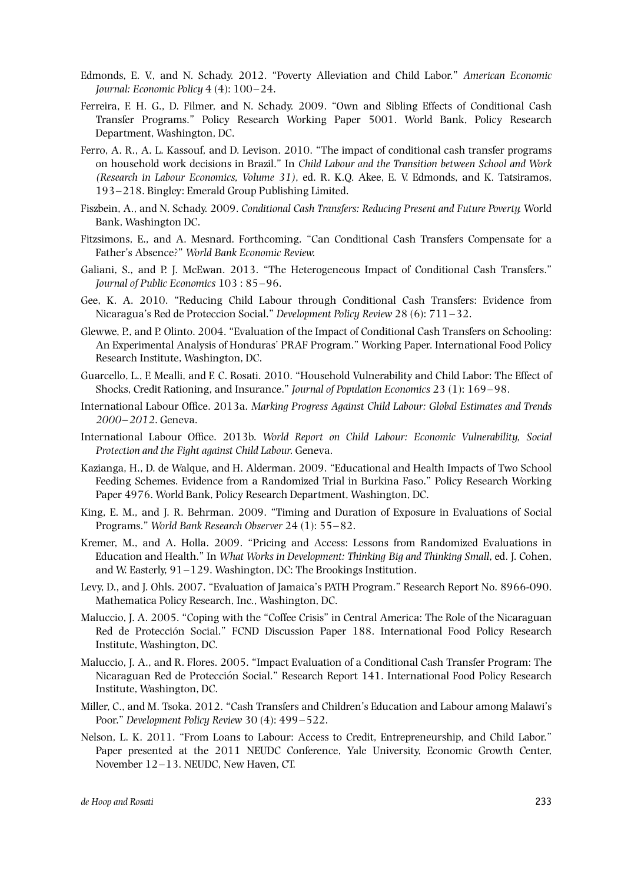Edmonds, E. V., and N. Schady. 2012. "Poverty Alleviation and Child Labor." *American Economic Journal: Economic Policy* 4 (4): 100–24.

Ferreira, F. H. G., D. Filmer, and N. Schady. 2009. "Own and Sibling Effects of Conditional Cash Transfer Programs." Policy Research Working Paper 5001. World Bank, Policy Research Department, Washington, DC.

Ferro, A. R., A. L. Kassouf, and D. Levison. 2010. "The impact of conditional cash transfer programs on household work decisions in Brazil." In *Child Labour and the Transition between School and Work (Research in Labour Economics, Volume 31)*, ed. R. K.Q. Akee, E. V. Edmonds, and K. Tatsiramos, 193–218. Bingley: Emerald Group Publishing Limited.

Fiszbein, A., and N. Schady. 2009. *Conditional Cash Transfers: Reducing Present and Future Poverty.* World Bank, Washington DC.

Fitzsimons, E., and A. Mesnard. Forthcoming. "Can Conditional Cash Transfers Compensate for a Father's Absence?" *World Bank Economic Review.*

Galiani, S., and P. J. McEwan. 2013. "The Heterogeneous Impact of Conditional Cash Transfers." *Journal of Public Economics* 103 : 85–96.

Gee, K. A. 2010. "Reducing Child Labour through Conditional Cash Transfers: Evidence from Nicaragua's Red de Proteccion Social." *Development Policy Review* 28 (6): 711–32.

Glewwe, P., and P. Olinto. 2004. "Evaluation of the Impact of Conditional Cash Transfers on Schooling: An Experimental Analysis of Honduras' PRAF Program." Working Paper. International Food Policy Research Institute, Washington, DC.

Guarcello, L., F. Mealli, and F. C. Rosati. 2010. "Household Vulnerability and Child Labor: The Effect of Shocks, Credit Rationing, and Insurance." *Journal of Population Economics* 23 (1): 169–98.

International Labour Office. 2013a. *Marking Progress Against Child Labour: Global Estimates and Trends 2000–2012*. Geneva.

International Labour Office. 2013b. *World Report on Child Labour: Economic Vulnerability, Social Protection and the Fight against Child Labour.* Geneva.

Kazianga, H., D. de Walque, and H. Alderman. 2009. "Educational and Health Impacts of Two School Feeding Schemes. Evidence from a Randomized Trial in Burkina Faso." Policy Research Working Paper 4976. World Bank, Policy Research Department, Washington, DC.

King, E. M., and J. R. Behrman. 2009. "Timing and Duration of Exposure in Evaluations of Social Programs." *World Bank Research Observer* 24 (1): 55–82.

Kremer, M., and A. Holla. 2009. "Pricing and Access: Lessons from Randomized Evaluations in Education and Health." In *What Works in Development: Thinking Big and Thinking Small*, ed. J. Cohen, and W. Easterly, 91–129. Washington, DC: The Brookings Institution.

Levy, D., and J. Ohls. 2007. "Evaluation of Jamaica's PATH Program." Research Report No. 8966-090. Mathematica Policy Research, Inc., Washington, DC.

Maluccio, J. A. 2005. "Coping with the "Coffee Crisis" in Central America: The Role of the Nicaraguan Red de Protección Social." FCND Discussion Paper 188. International Food Policy Research Institute, Washington, DC.

Maluccio, J. A., and R. Flores. 2005. "Impact Evaluation of a Conditional Cash Transfer Program: The Nicaraguan Red de Protección Social." Research Report 141. International Food Policy Research Institute, Washington, DC.

Miller, C., and M. Tsoka. 2012. "Cash Transfers and Children's Education and Labour among Malawi's Poor." *Development Policy Review* 30 (4): 499–522.

Nelson, L. K. 2011. "From Loans to Labour: Access to Credit, Entrepreneurship, and Child Labor." Paper presented at the 2011 NEUDC Conference, Yale University, Economic Growth Center, November 12–13. NEUDC, New Haven, CT.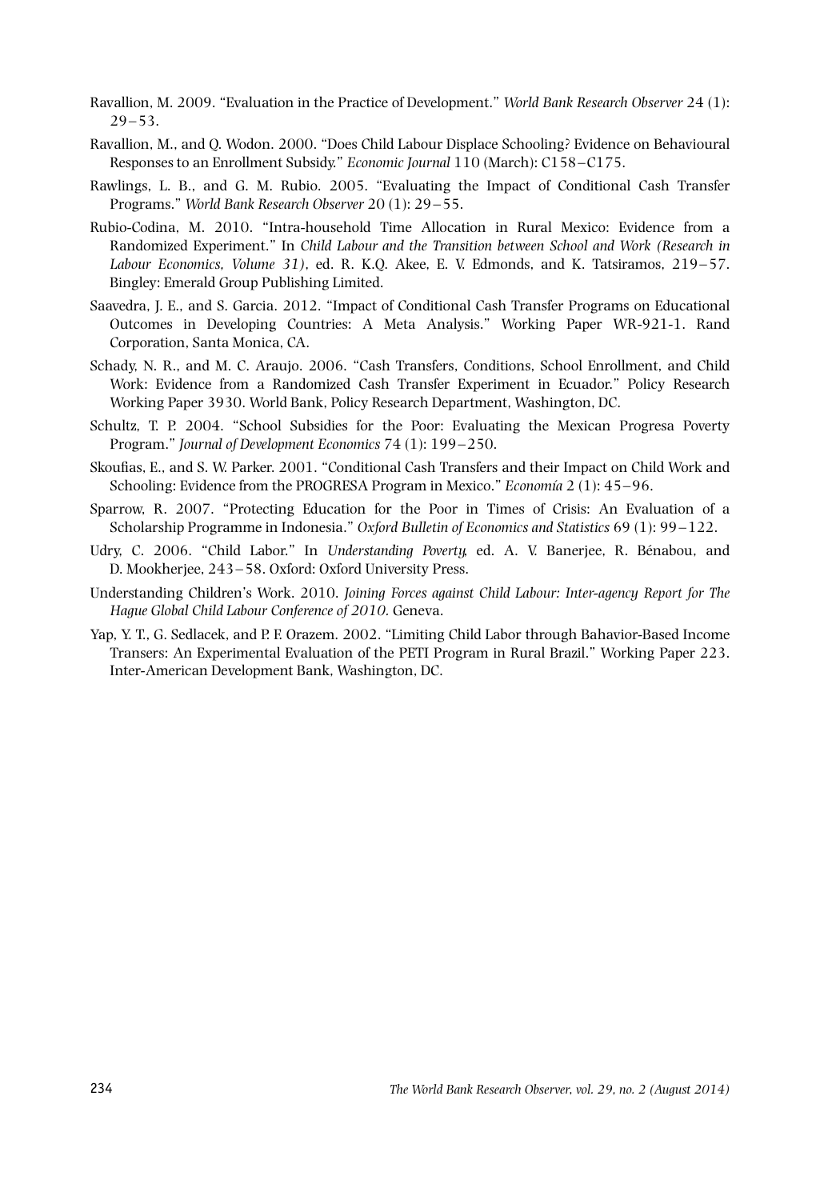Ravallion, M. 2009. "Evaluation in the Practice of Development." *World Bank Research Observer* 24 (1): 29–53.

Ravallion, M., and Q. Wodon. 2000. "Does Child Labour Displace Schooling? Evidence on Behavioural Responses to an Enrollment Subsidy." *Economic Journal* 110 (March): C158–C175.

Rawlings, L. B., and G. M. Rubio. 2005. "Evaluating the Impact of Conditional Cash Transfer Programs." *World Bank Research Observer* 20 (1): 29–55.

Rubio-Codina, M. 2010. "Intra-household Time Allocation in Rural Mexico: Evidence from a Randomized Experiment." In *Child Labour and the Transition between School and Work (Research in Labour Economics, Volume 31)*, ed. R. K.Q. Akee, E. V. Edmonds, and K. Tatsiramos, 219–57. Bingley: Emerald Group Publishing Limited.

Saavedra, J. E., and S. Garcia. 2012. "Impact of Conditional Cash Transfer Programs on Educational Outcomes in Developing Countries: A Meta Analysis." Working Paper WR-921-1. Rand Corporation, Santa Monica, CA.

Schady, N. R., and M. C. Araujo. 2006. "Cash Transfers, Conditions, School Enrollment, and Child Work: Evidence from a Randomized Cash Transfer Experiment in Ecuador." Policy Research Working Paper 3930. World Bank, Policy Research Department, Washington, DC.

Schultz, T. P. 2004. "School Subsidies for the Poor: Evaluating the Mexican Progresa Poverty Program." *Journal of Development Economics* 74 (1): 199–250.

Skoufias, E., and S. W. Parker. 2001. "Conditional Cash Transfers and their Impact on Child Work and Schooling: Evidence from the PROGRESA Program in Mexico." *Economía* 2 (1): 45–96.

Sparrow, R. 2007. "Protecting Education for the Poor in Times of Crisis: An Evaluation of a Scholarship Programme in Indonesia." *Oxford Bulletin of Economics and Statistics* 69 (1): 99–122.

Udry, C. 2006. "Child Labor." In *Understanding Poverty*, ed. A. V. Banerjee, R. Bénabou, and D. Mookherjee, 243–58. Oxford: Oxford University Press.

Understanding Children's Work. 2010. *Joining Forces against Child Labour: Inter-agency Report for The Hague Global Child Labour Conference of 2010.* Geneva.

Yap, Y. T., G. Sedlacek, and P. F. Orazem. 2002. "Limiting Child Labor through Bahavior-Based Income Transers: An Experimental Evaluation of the PETI Program in Rural Brazil." Working Paper 223. Inter-American Development Bank, Washington, DC.